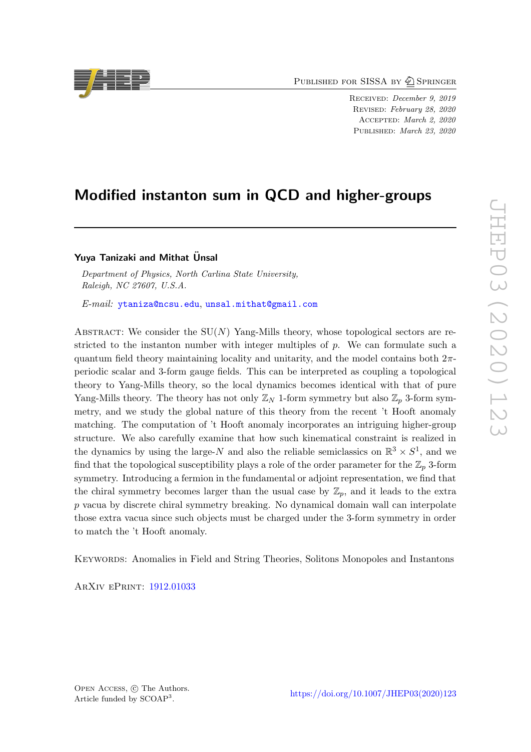Published for SISSA by Springer

Received: *December 9, 2019*
Revised: *February 28, 2020*
Accepted: *March 2, 2020*
Published: *March 23, 2020*

# Modified instanton sum in QCD and higher-groups

**Yuya Tanizaki and Mithat Ünsal**

*Department of Physics, North Carlina State University, Raleigh, NC 27607, U.S.A.*

*E-mail:* ytaniza@ncsu.edu, unsal.mithat@gmail.com

Abstract: We consider the $\mathrm{SU}(N)$ Yang-Mills theory, whose topological sectors are restricted to the instanton number with integer multiples of $p$. We can formulate such a quantum field theory maintaining locality and unitarity, and the model contains both $2\pi$-periodic scalar and 3-form gauge fields. This can be interpreted as coupling a topological theory to Yang-Mills theory, so the local dynamics becomes identical with that of pure Yang-Mills theory. The theory has not only $\mathbb{Z}_N$ 1-form symmetry but also $\mathbb{Z}_p$ 3-form symmetry, and we study the global nature of this theory from the recent 't Hooft anomaly matching. The computation of 't Hooft anomaly incorporates an intriguing higher-group structure. We also carefully examine that how such kinematical constraint is realized in the dynamics by using the large-$N$ and also the reliable semiclassics on $\mathbb{R}^3\times S^1$, and we find that the topological susceptibility plays a role of the order parameter for the $\mathbb{Z}_p$ 3-form symmetry. Introducing a fermion in the fundamental or adjoint representation, we find that the chiral symmetry becomes larger than the usual case by $\mathbb{Z}_p$, and it leads to the extra $p$ vacua by discrete chiral symmetry breaking. No dynamical domain wall can interpolate those extra vacua since such objects must be charged under the 3-form symmetry in order to match the 't Hooft anomaly.

Keywords: Anomalies in Field and String Theories, Solitons Monopoles and Instantons

ArXiv ePrint: 1912.01033

Open Access, © The Authors.
Article funded by SCOAP[3].

https://doi.org/10.1007/JHEP03(2020)123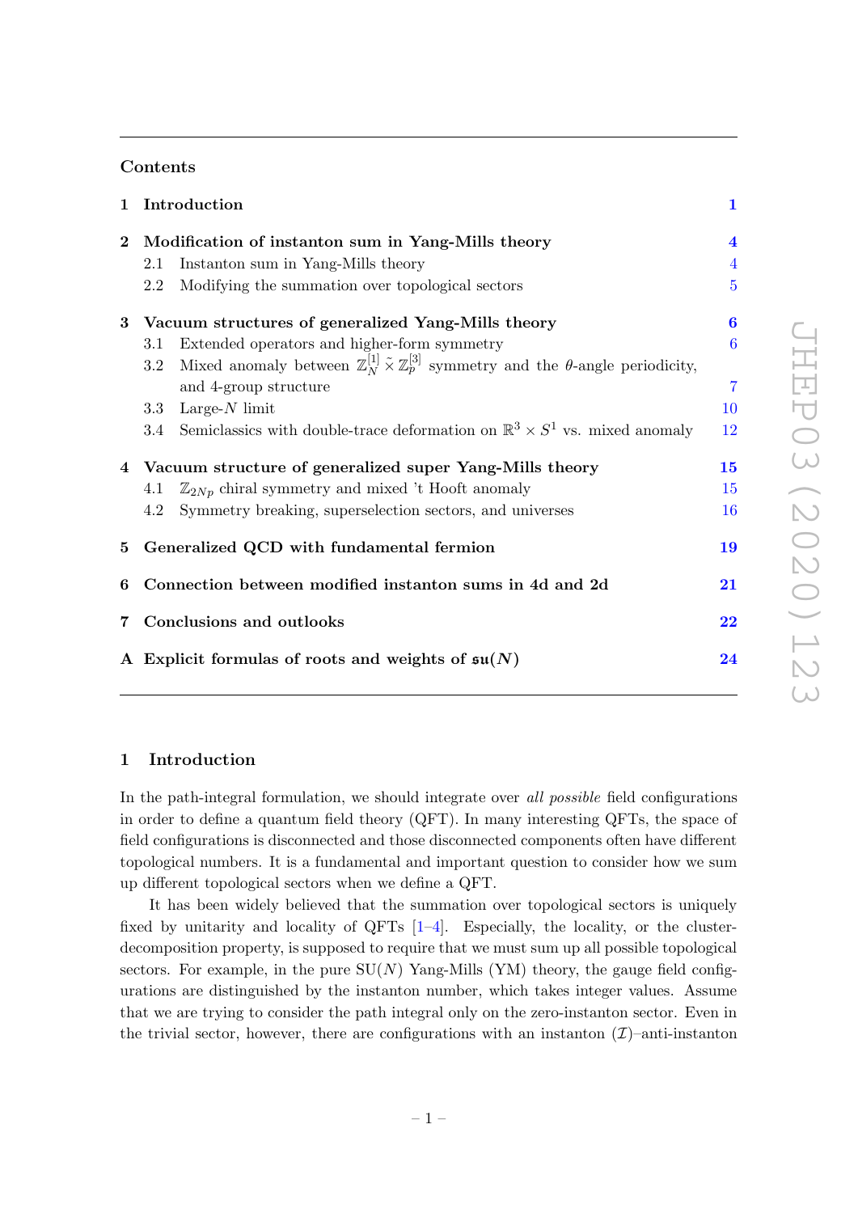## Contents

- **1 Introduction** — 1
- **2 Modification of instanton sum in Yang-Mills theory** — 4
  - 2.1 Instanton sum in Yang-Mills theory — 4
  - 2.2 Modifying the summation over topological sectors — 5
- **3 Vacuum structures of generalized Yang-Mills theory** — 6
  - 3.1 Extended operators and higher-form symmetry — 6
  - 3.2 Mixed anomaly between $\mathbb{Z}_N^{[1]} \tilde{\times} \mathbb{Z}_p^{[3]}$ symmetry and the $\theta$-angle periodicity, and 4-group structure — 7
  - 3.3 Large-$N$ limit — 10
  - 3.4 Semiclassics with double-trace deformation on $\mathbb{R}^3 \times S^1$ vs. mixed anomaly — 12
- **4 Vacuum structure of generalized super Yang-Mills theory** — 15
  - 4.1 $\mathbb{Z}_{2Np}$ chiral symmetry and mixed 't Hooft anomaly — 15
  - 4.2 Symmetry breaking, superselection sectors, and universes — 16
- **5 Generalized QCD with fundamental fermion** — 19
- **6 Connection between modified instanton sums in 4d and 2d** — 21
- **7 Conclusions and outlooks** — 22
- **A Explicit formulas of roots and weights of $\mathfrak{su}(N)$** — 24

## 1 Introduction

In the path-integral formulation, we should integrate over *all possible* field configurations in order to define a quantum field theory (QFT). In many interesting QFTs, the space of field configurations is disconnected and those disconnected components often have different topological numbers. It is a fundamental and important question to consider how we sum up different topological sectors when we define a QFT.

It has been widely believed that the summation over topological sectors is uniquely fixed by unitarity and locality of QFTs [1–4]. Especially, the locality, or the cluster-decomposition property, is supposed to require that we must sum up all possible topological sectors. For example, in the pure SU($N$) Yang-Mills (YM) theory, the gauge field configurations are distinguished by the instanton number, which takes integer values. Assume that we are trying to consider the path integral only on the zero-instanton sector. Even in the trivial sector, however, there are configurations with an instanton ($\mathcal{I}$)–anti-instanton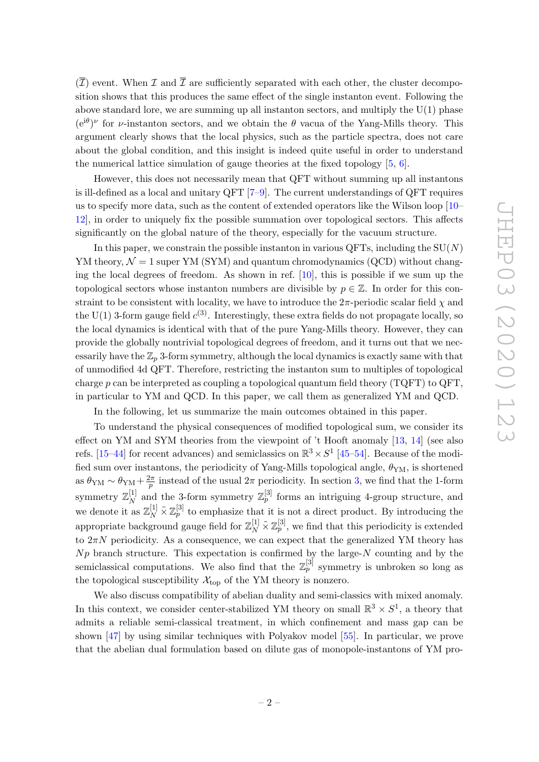($\overline{\mathcal{I}}$) event. When $\mathcal{I}$ and $\overline{\mathcal{I}}$ are sufficiently separated with each other, the cluster decomposition shows that this produces the same effect of the single instanton event. Following the above standard lore, we are summing up all instanton sectors, and multiply the U(1) phase $(e^{i\theta})^\nu$ for $\nu$-instanton sectors, and we obtain the $\theta$ vacua of the Yang-Mills theory. This argument clearly shows that the local physics, such as the particle spectra, does not care about the global condition, and this insight is indeed quite useful in order to understand the numerical lattice simulation of gauge theories at the fixed topology [5, 6].

However, this does not necessarily mean that QFT without summing up all instantons is ill-defined as a local and unitary QFT [7–9]. The current understandings of QFT requires us to specify more data, such as the content of extended operators like the Wilson loop [10–12], in order to uniquely fix the possible summation over topological sectors. This affects significantly on the global nature of the theory, especially for the vacuum structure.

In this paper, we constrain the possible instanton in various QFTs, including the SU($N$) YM theory, $\mathcal{N}=1$ super YM (SYM) and quantum chromodynamics (QCD) without changing the local degrees of freedom. As shown in ref. [10], this is possible if we sum up the topological sectors whose instanton numbers are divisible by $p \in \mathbb{Z}$. In order for this constraint to be consistent with locality, we have to introduce the $2\pi$-periodic scalar field $\chi$ and the U(1) 3-form gauge field $c^{(3)}$. Interestingly, these extra fields do not propagate locally, so the local dynamics is identical with that of the pure Yang-Mills theory. However, they can provide the globally nontrivial topological degrees of freedom, and it turns out that we necessarily have the $\mathbb{Z}_p$ 3-form symmetry, although the local dynamics is exactly same with that of unmodified 4d QFT. Therefore, restricting the instanton sum to multiples of topological charge $p$ can be interpreted as coupling a topological quantum field theory (TQFT) to QFT, in particular to YM and QCD. In this paper, we call them as generalized YM and QCD.

In the following, let us summarize the main outcomes obtained in this paper.

To understand the physical consequences of modified topological sum, we consider its effect on YM and SYM theories from the viewpoint of 't Hooft anomaly [13, 14] (see also refs. [15–44] for recent advances) and semiclassics on $\mathbb{R}^3 \times S^1$ [45–54]. Because of the modified sum over instantons, the periodicity of Yang-Mills topological angle, $\theta_{\rm YM}$, is shortened as $\theta_{\rm YM} \sim \theta_{\rm YM} + \frac{2\pi}{p}$ instead of the usual $2\pi$ periodicity. In section 3, we find that the 1-form symmetry $\mathbb{Z}_N^{[1]}$ and the 3-form symmetry $\mathbb{Z}_p^{[3]}$ forms an intriguing 4-group structure, and we denote it as $\mathbb{Z}_N^{[1]} \tilde{\times} \mathbb{Z}_p^{[3]}$ to emphasize that it is not a direct product. By introducing the appropriate background gauge field for $\mathbb{Z}_N^{[1]} \tilde{\times} \mathbb{Z}_p^{[3]}$, we find that this periodicity is extended to $2\pi N$ periodicity. As a consequence, we can expect that the generalized YM theory has $Np$ branch structure. This expectation is confirmed by the large-$N$ counting and by the semiclassical computations. We also find that the $\mathbb{Z}_p^{[3]}$ symmetry is unbroken so long as the topological susceptibility $\mathcal{X}_{\rm top}$ of the YM theory is nonzero.

We also discuss compatibility of abelian duality and semi-classics with mixed anomaly. In this context, we consider center-stabilized YM theory on small $\mathbb{R}^3 \times S^1$, a theory that admits a reliable semi-classical treatment, in which confinement and mass gap can be shown [47] by using similar techniques with Polyakov model [55]. In particular, we prove that the abelian dual formulation based on dilute gas of monopole-instantons of YM pro-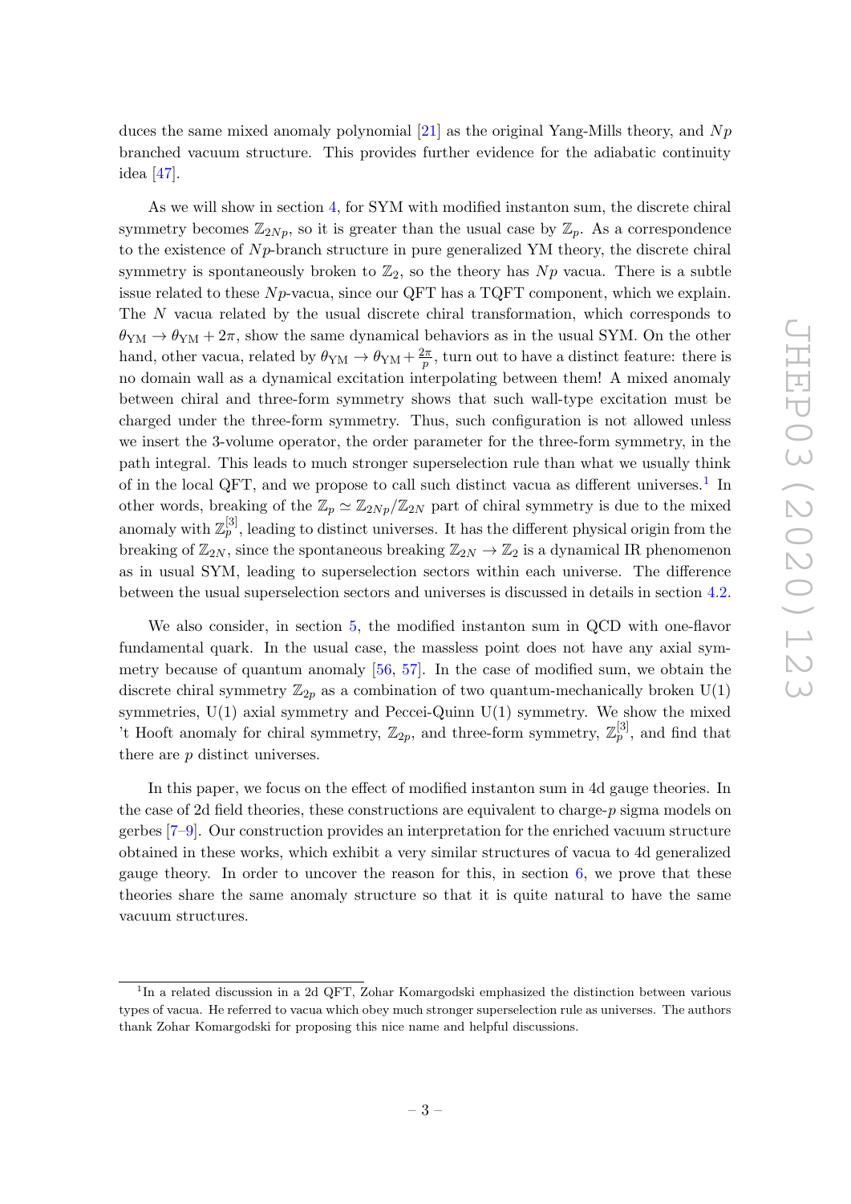duces the same mixed anomaly polynomial [21] as the original Yang-Mills theory, and $Np$ branched vacuum structure. This provides further evidence for the adiabatic continuity idea [47].

As we will show in section 4, for SYM with modified instanton sum, the discrete chiral symmetry becomes $\mathbb{Z}_{2Np}$, so it is greater than the usual case by $\mathbb{Z}_p$. As a correspondence to the existence of $Np$-branch structure in pure generalized YM theory, the discrete chiral symmetry is spontaneously broken to $\mathbb{Z}_2$, so the theory has $Np$ vacua. There is a subtle issue related to these $Np$-vacua, since our QFT has a TQFT component, which we explain. The $N$ vacua related by the usual discrete chiral transformation, which corresponds to $\theta_{\rm YM} \to \theta_{\rm YM} + 2\pi$, show the same dynamical behaviors as in the usual SYM. On the other hand, other vacua, related by $\theta_{\rm YM} \to \theta_{\rm YM} + \frac{2\pi}{p}$, turn out to have a distinct feature: there is no domain wall as a dynamical excitation interpolating between them! A mixed anomaly between chiral and three-form symmetry shows that such wall-type excitation must be charged under the three-form symmetry. Thus, such configuration is not allowed unless we insert the 3-volume operator, the order parameter for the three-form symmetry, in the path integral. This leads to much stronger superselection rule than what we usually think of in the local QFT, and we propose to call such distinct vacua as different universes.[1] In other words, breaking of the $\mathbb{Z}_p \simeq \mathbb{Z}_{2Np}/\mathbb{Z}_{2N}$ part of chiral symmetry is due to the mixed anomaly with $\mathbb{Z}_p^{[3]}$, leading to distinct universes. It has the different physical origin from the breaking of $\mathbb{Z}_{2N}$, since the spontaneous breaking $\mathbb{Z}_{2N} \to \mathbb{Z}_2$ is a dynamical IR phenomenon as in usual SYM, leading to superselection sectors within each universe. The difference between the usual superselection sectors and universes is discussed in details in section 4.2.

We also consider, in section 5, the modified instanton sum in QCD with one-flavor fundamental quark. In the usual case, the massless point does not have any axial symmetry because of quantum anomaly [56, 57]. In the case of modified sum, we obtain the discrete chiral symmetry $\mathbb{Z}_{2p}$ as a combination of two quantum-mechanically broken U(1) symmetries, U(1) axial symmetry and Peccei-Quinn U(1) symmetry. We show the mixed 't Hooft anomaly for chiral symmetry, $\mathbb{Z}_{2p}$, and three-form symmetry, $\mathbb{Z}_p^{[3]}$, and find that there are $p$ distinct universes.

In this paper, we focus on the effect of modified instanton sum in 4d gauge theories. In the case of 2d field theories, these constructions are equivalent to charge-$p$ sigma models on gerbes [7–9]. Our construction provides an interpretation for the enriched vacuum structure obtained in these works, which exhibit a very similar structures of vacua to 4d generalized gauge theory. In order to uncover the reason for this, in section 6, we prove that these theories share the same anomaly structure so that it is quite natural to have the same vacuum structures.

---

[1] In a related discussion in a 2d QFT, Zohar Komargodski emphasized the distinction between various types of vacua. He referred to vacua which obey much stronger superselection rule as universes. The authors thank Zohar Komargodski for proposing this nice name and helpful discussions.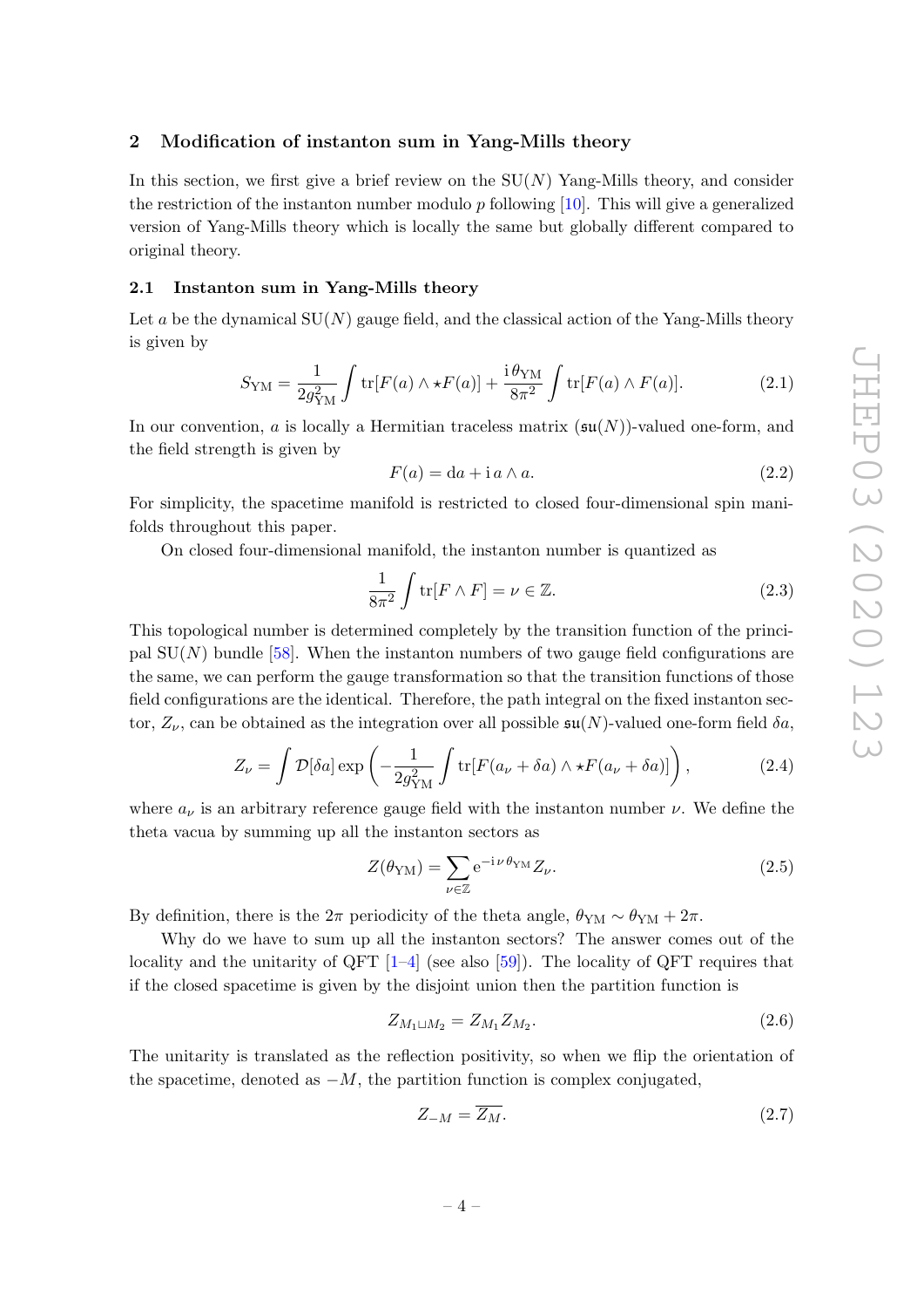## 2 Modification of instanton sum in Yang-Mills theory

In this section, we first give a brief review on the SU($N$) Yang-Mills theory, and consider the restriction of the instanton number modulo $p$ following [10]. This will give a generalized version of Yang-Mills theory which is locally the same but globally different compared to original theory.

### 2.1 Instanton sum in Yang-Mills theory

Let $a$ be the dynamical SU($N$) gauge field, and the classical action of the Yang-Mills theory is given by

$$S_{\mathrm{YM}} = \frac{1}{2g_{\mathrm{YM}}^2}\int \mathrm{tr}[F(a)\wedge \star F(a)] + \frac{\mathrm{i}\,\theta_{\mathrm{YM}}}{8\pi^2}\int \mathrm{tr}[F(a)\wedge F(a)]. \tag{2.1}$$

In our convention, $a$ is locally a Hermitian traceless matrix ($\mathfrak{su}(N)$)-valued one-form, and the field strength is given by

$$F(a) = \mathrm{d}a + \mathrm{i}\,a\wedge a. \tag{2.2}$$

For simplicity, the spacetime manifold is restricted to closed four-dimensional spin manifolds throughout this paper.

On closed four-dimensional manifold, the instanton number is quantized as

$$\frac{1}{8\pi^2}\int \mathrm{tr}[F\wedge F] = \nu \in \mathbb{Z}. \tag{2.3}$$

This topological number is determined completely by the transition function of the principal SU($N$) bundle [58]. When the instanton numbers of two gauge field configurations are the same, we can perform the gauge transformation so that the transition functions of those field configurations are the identical. Therefore, the path integral on the fixed instanton sector, $Z_\nu$, can be obtained as the integration over all possible $\mathfrak{su}(N)$-valued one-form field $\delta a$,

$$Z_\nu = \int \mathcal{D}[\delta a]\exp\left(-\frac{1}{2g_{\mathrm{YM}}^2}\int \mathrm{tr}[F(a_\nu+\delta a)\wedge \star F(a_\nu+\delta a)]\right), \tag{2.4}$$

where $a_\nu$ is an arbitrary reference gauge field with the instanton number $\nu$. We define the theta vacua by summing up all the instanton sectors as

$$Z(\theta_{\mathrm{YM}}) = \sum_{\nu\in\mathbb{Z}} \mathrm{e}^{-\mathrm{i}\,\nu\,\theta_{\mathrm{YM}}} Z_\nu. \tag{2.5}$$

By definition, there is the $2\pi$ periodicity of the theta angle, $\theta_{\mathrm{YM}} \sim \theta_{\mathrm{YM}} + 2\pi$.

Why do we have to sum up all the instanton sectors? The answer comes out of the locality and the unitarity of QFT [1–4] (see also [59]). The locality of QFT requires that if the closed spacetime is given by the disjoint union then the partition function is

$$Z_{M_1\sqcup M_2} = Z_{M_1} Z_{M_2}. \tag{2.6}$$

The unitarity is translated as the reflection positivity, so when we flip the orientation of the spacetime, denoted as $-M$, the partition function is complex conjugated,

$$Z_{-M} = \overline{Z_M}. \tag{2.7}$$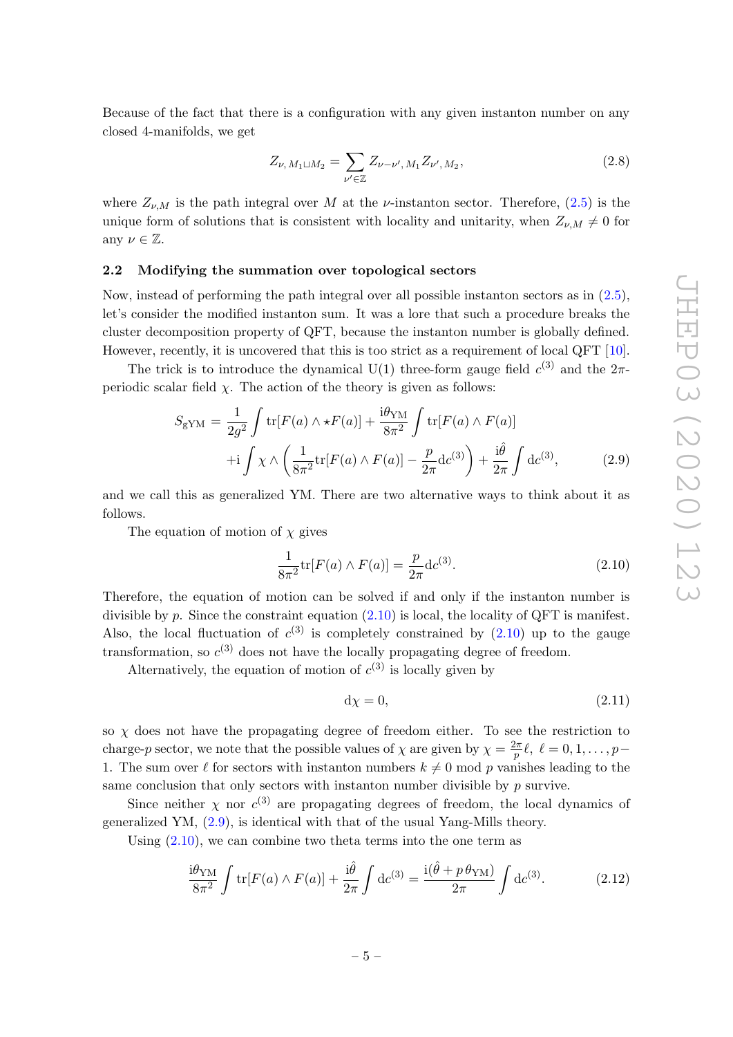Because of the fact that there is a configuration with any given instanton number on any closed 4-manifolds, we get

$$Z_{\nu,\, M_1 \sqcup M_2} = \sum_{\nu' \in \mathbb{Z}} Z_{\nu-\nu',\, M_1} Z_{\nu',\, M_2}, \tag{2.8}$$

where $Z_{\nu,M}$ is the path integral over $M$ at the $\nu$-instanton sector. Therefore, (2.5) is the unique form of solutions that is consistent with locality and unitarity, when $Z_{\nu,M} \neq 0$ for any $\nu \in \mathbb{Z}$.

### 2.2 Modifying the summation over topological sectors

Now, instead of performing the path integral over all possible instanton sectors as in (2.5), let's consider the modified instanton sum. It was a lore that such a procedure breaks the cluster decomposition property of QFT, because the instanton number is globally defined. However, recently, it is uncovered that this is too strict as a requirement of local QFT [10].

The trick is to introduce the dynamical U(1) three-form gauge field $c^{(3)}$ and the $2\pi$-periodic scalar field $\chi$. The action of the theory is given as follows:

$$\begin{aligned} S_{\mathrm{gYM}} = &\frac{1}{2g^2}\int \mathrm{tr}[F(a)\wedge \star F(a)] + \frac{\mathrm{i}\theta_{\mathrm{YM}}}{8\pi^2}\int \mathrm{tr}[F(a)\wedge F(a)] \\ &+\mathrm{i}\int \chi \wedge \left(\frac{1}{8\pi^2}\mathrm{tr}[F(a)\wedge F(a)] - \frac{p}{2\pi}\mathrm{d}c^{(3)}\right) + \frac{\mathrm{i}\hat{\theta}}{2\pi}\int \mathrm{d}c^{(3)}, \end{aligned} \tag{2.9}$$

and we call this as generalized YM. There are two alternative ways to think about it as follows.

The equation of motion of $\chi$ gives

$$\frac{1}{8\pi^2}\mathrm{tr}[F(a)\wedge F(a)] = \frac{p}{2\pi}\mathrm{d}c^{(3)}. \tag{2.10}$$

Therefore, the equation of motion can be solved if and only if the instanton number is divisible by $p$. Since the constraint equation (2.10) is local, the locality of QFT is manifest. Also, the local fluctuation of $c^{(3)}$ is completely constrained by (2.10) up to the gauge transformation, so $c^{(3)}$ does not have the locally propagating degree of freedom.

Alternatively, the equation of motion of $c^{(3)}$ is locally given by

$$\mathrm{d}\chi = 0, \tag{2.11}$$

so $\chi$ does not have the propagating degree of freedom either. To see the restriction to charge-$p$ sector, we note that the possible values of $\chi$ are given by $\chi = \frac{2\pi}{p}\ell$, $\ell = 0, 1, \dots, p-1$. The sum over $\ell$ for sectors with instanton numbers $k \neq 0 \bmod p$ vanishes leading to the same conclusion that only sectors with instanton number divisible by $p$ survive.

Since neither $\chi$ nor $c^{(3)}$ are propagating degrees of freedom, the local dynamics of generalized YM, (2.9), is identical with that of the usual Yang-Mills theory.

Using (2.10), we can combine two theta terms into the one term as

$$\frac{\mathrm{i}\theta_{\mathrm{YM}}}{8\pi^2}\int \mathrm{tr}[F(a)\wedge F(a)] + \frac{\mathrm{i}\hat{\theta}}{2\pi}\int \mathrm{d}c^{(3)} = \frac{\mathrm{i}(\hat{\theta} + p\,\theta_{\mathrm{YM}})}{2\pi}\int \mathrm{d}c^{(3)}. \tag{2.12}$$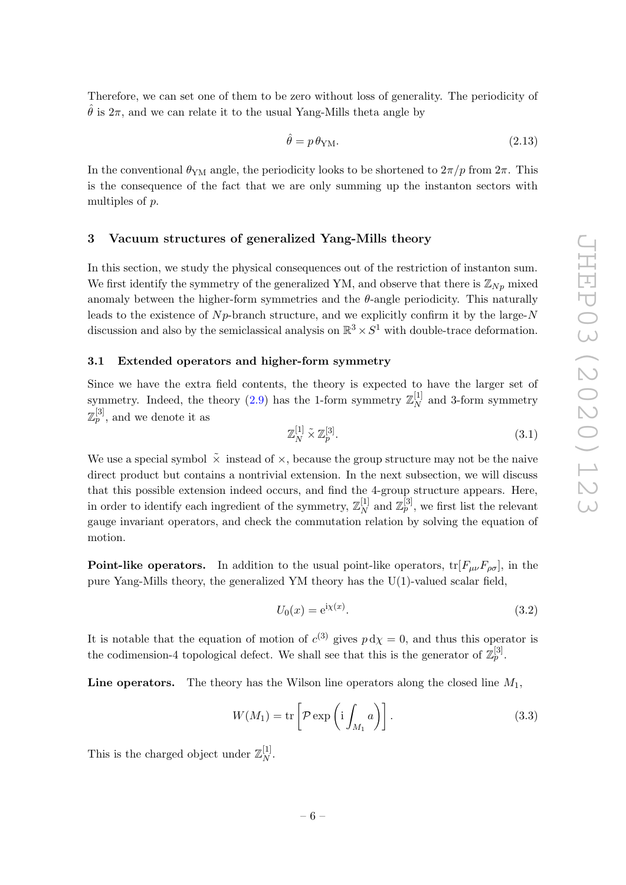Therefore, we can set one of them to be zero without loss of generality. The periodicity of $\hat{\theta}$ is $2\pi$, and we can relate it to the usual Yang-Mills theta angle by

$$\hat{\theta} = p\,\theta_{\mathrm{YM}}. \tag{2.13}$$

In the conventional $\theta_{\mathrm{YM}}$ angle, the periodicity looks to be shortened to $2\pi/p$ from $2\pi$. This is the consequence of the fact that we are only summing up the instanton sectors with multiples of $p$.

## 3 Vacuum structures of generalized Yang-Mills theory

In this section, we study the physical consequences out of the restriction of instanton sum. We first identify the symmetry of the generalized YM, and observe that there is $\mathbb{Z}_{Np}$ mixed anomaly between the higher-form symmetries and the $\theta$-angle periodicity. This naturally leads to the existence of $Np$-branch structure, and we explicitly confirm it by the large-$N$ discussion and also by the semiclassical analysis on $\mathbb{R}^3 \times S^1$ with double-trace deformation.

### 3.1 Extended operators and higher-form symmetry

Since we have the extra field contents, the theory is expected to have the larger set of symmetry. Indeed, the theory (2.9) has the 1-form symmetry $\mathbb{Z}_N^{[1]}$ and 3-form symmetry $\mathbb{Z}_p^{[3]}$, and we denote it as

$$\mathbb{Z}_N^{[1]} \tilde{\times} \mathbb{Z}_p^{[3]}. \tag{3.1}$$

We use a special symbol $\tilde{\times}$ instead of $\times$, because the group structure may not be the naive direct product but contains a nontrivial extension. In the next subsection, we will discuss that this possible extension indeed occurs, and find the 4-group structure appears. Here, in order to identify each ingredient of the symmetry, $\mathbb{Z}_N^{[1]}$ and $\mathbb{Z}_p^{[3]}$, we first list the relevant gauge invariant operators, and check the commutation relation by solving the equation of motion.

**Point-like operators.** In addition to the usual point-like operators, $\mathrm{tr}[F_{\mu\nu}F_{\rho\sigma}]$, in the pure Yang-Mills theory, the generalized YM theory has the U(1)-valued scalar field,

$$U_0(x) = \mathrm{e}^{\mathrm{i}\chi(x)}. \tag{3.2}$$

It is notable that the equation of motion of $c^{(3)}$ gives $p\,\mathrm{d}\chi = 0$, and thus this operator is the codimension-4 topological defect. We shall see that this is the generator of $\mathbb{Z}_p^{[3]}$.

**Line operators.** The theory has the Wilson line operators along the closed line $M_1$,

$$W(M_1) = \mathrm{tr}\left[\mathcal{P}\exp\left(\mathrm{i}\int_{M_1} a\right)\right]. \tag{3.3}$$

This is the charged object under $\mathbb{Z}_N^{[1]}$.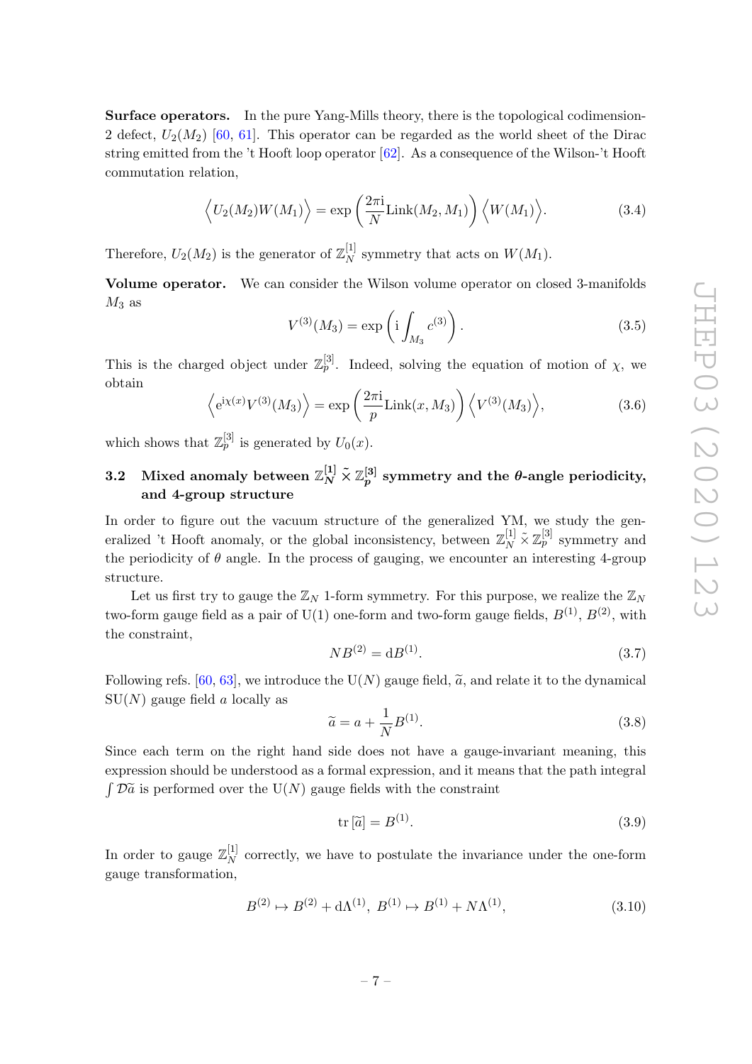**Surface operators.** In the pure Yang-Mills theory, there is the topological codimension-2 defect, $U_2(M_2)$ [60, 61]. This operator can be regarded as the world sheet of the Dirac string emitted from the 't Hooft loop operator [62]. As a consequence of the Wilson-'t Hooft commutation relation,

$$\left\langle U_2(M_2) W(M_1) \right\rangle = \exp\left(\frac{2\pi \mathrm{i}}{N} \mathrm{Link}(M_2, M_1)\right) \left\langle W(M_1) \right\rangle. \tag{3.4}$$

Therefore, $U_2(M_2)$ is the generator of $\mathbb{Z}_N^{[1]}$ symmetry that acts on $W(M_1)$.

**Volume operator.** We can consider the Wilson volume operator on closed 3-manifolds $M_3$ as

$$V^{(3)}(M_3) = \exp\left(\mathrm{i} \int_{M_3} c^{(3)}\right). \tag{3.5}$$

This is the charged object under $\mathbb{Z}_p^{[3]}$. Indeed, solving the equation of motion of $\chi$, we obtain

$$\left\langle \mathrm{e}^{\mathrm{i}\chi(x)} V^{(3)}(M_3) \right\rangle = \exp\left(\frac{2\pi \mathrm{i}}{p} \mathrm{Link}(x, M_3)\right) \left\langle V^{(3)}(M_3) \right\rangle, \tag{3.6}$$

which shows that $\mathbb{Z}_p^{[3]}$ is generated by $U_0(x)$.

### 3.2 Mixed anomaly between $\mathbb{Z}_N^{[1]} \tilde{\times} \mathbb{Z}_p^{[3]}$ symmetry and the $\theta$-angle periodicity, and 4-group structure

In order to figure out the vacuum structure of the generalized YM, we study the generalized 't Hooft anomaly, or the global inconsistency, between $\mathbb{Z}_N^{[1]} \tilde{\times} \mathbb{Z}_p^{[3]}$ symmetry and the periodicity of $\theta$ angle. In the process of gauging, we encounter an interesting 4-group structure.

Let us first try to gauge the $\mathbb{Z}_N$ 1-form symmetry. For this purpose, we realize the $\mathbb{Z}_N$ two-form gauge field as a pair of U(1) one-form and two-form gauge fields, $B^{(1)}$, $B^{(2)}$, with the constraint,

$$N B^{(2)} = \mathrm{d}B^{(1)}. \tag{3.7}$$

Following refs. [60, 63], we introduce the $\mathrm{U}(N)$ gauge field, $\widetilde{a}$, and relate it to the dynamical $\mathrm{SU}(N)$ gauge field $a$ locally as

$$\widetilde{a} = a + \frac{1}{N} B^{(1)}. \tag{3.8}$$

Since each term on the right hand side does not have a gauge-invariant meaning, this expression should be understood as a formal expression, and it means that the path integral $\int \mathcal{D}\widetilde{a}$ is performed over the $\mathrm{U}(N)$ gauge fields with the constraint

$$\mathrm{tr}\,[\widetilde{a}] = B^{(1)}. \tag{3.9}$$

In order to gauge $\mathbb{Z}_N^{[1]}$ correctly, we have to postulate the invariance under the one-form gauge transformation,

$$B^{(2)} \mapsto B^{(2)} + \mathrm{d}\Lambda^{(1)},\ B^{(1)} \mapsto B^{(1)} + N\Lambda^{(1)}, \tag{3.10}$$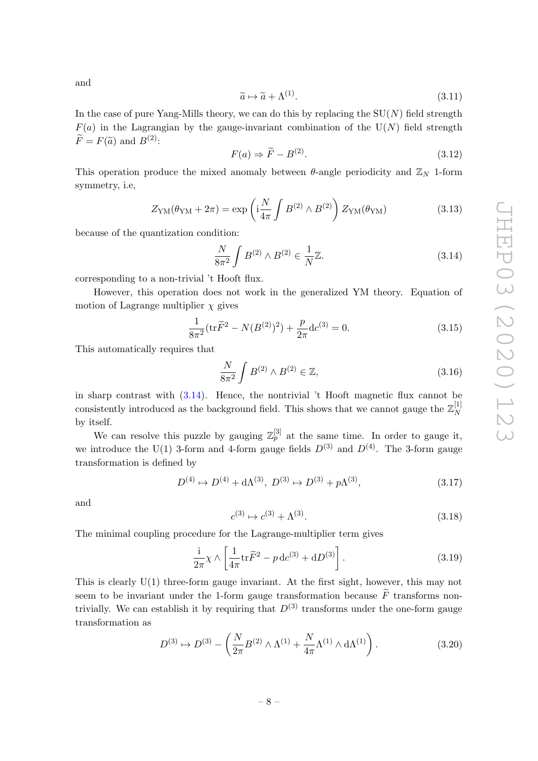and

$$\widetilde{a} \mapsto \widetilde{a} + \Lambda^{(1)}. \tag{3.11}$$

In the case of pure Yang-Mills theory, we can do this by replacing the SU($N$) field strength $F(a)$ in the Lagrangian by the gauge-invariant combination of the U($N$) field strength $\widetilde{F} = F(\widetilde{a})$ and $B^{(2)}$:

$$F(a) \Rightarrow \widetilde{F} - B^{(2)}. \tag{3.12}$$

This operation produce the mixed anomaly between $\theta$-angle periodicity and $\mathbb{Z}_N$ 1-form symmetry, i.e,

$$Z_{\rm YM}(\theta_{\rm YM} + 2\pi) = \exp\left(\mathrm{i}\frac{N}{4\pi}\int B^{(2)} \wedge B^{(2)}\right) Z_{\rm YM}(\theta_{\rm YM}) \tag{3.13}$$

because of the quantization condition:

$$\frac{N}{8\pi^2}\int B^{(2)} \wedge B^{(2)} \in \frac{1}{N}\mathbb{Z}. \tag{3.14}$$

corresponding to a non-trivial 't Hooft flux.

However, this operation does not work in the generalized YM theory. Equation of motion of Lagrange multiplier $\chi$ gives

$$\frac{1}{8\pi^2}(\mathrm{tr}\widetilde{F}^2 - N(B^{(2)})^2) + \frac{p}{2\pi}\mathrm{d}c^{(3)} = 0. \tag{3.15}$$

This automatically requires that

$$\frac{N}{8\pi^2}\int B^{(2)} \wedge B^{(2)} \in \mathbb{Z}, \tag{3.16}$$

in sharp contrast with (3.14). Hence, the nontrivial 't Hooft magnetic flux cannot be consistently introduced as the background field. This shows that we cannot gauge the $\mathbb{Z}_N^{[1]}$ by itself.

We can resolve this puzzle by gauging $\mathbb{Z}_p^{[3]}$ at the same time. In order to gauge it, we introduce the U(1) 3-form and 4-form gauge fields $D^{(3)}$ and $D^{(4)}$. The 3-form gauge transformation is defined by

$$D^{(4)} \mapsto D^{(4)} + \mathrm{d}\Lambda^{(3)},\ D^{(3)} \mapsto D^{(3)} + p\Lambda^{(3)}, \tag{3.17}$$

and

$$c^{(3)} \mapsto c^{(3)} + \Lambda^{(3)}. \tag{3.18}$$

The minimal coupling procedure for the Lagrange-multiplier term gives

$$\frac{\mathrm{i}}{2\pi}\chi \wedge \left[\frac{1}{4\pi}\mathrm{tr}\widetilde{F}^2 - p\,\mathrm{d}c^{(3)} + \mathrm{d}D^{(3)}\right]. \tag{3.19}$$

This is clearly U(1) three-form gauge invariant. At the first sight, however, this may not seem to be invariant under the 1-form gauge transformation because $\widetilde{F}$ transforms non-trivially. We can establish it by requiring that $D^{(3)}$ transforms under the one-form gauge transformation as

$$D^{(3)} \mapsto D^{(3)} - \left(\frac{N}{2\pi}B^{(2)} \wedge \Lambda^{(1)} + \frac{N}{4\pi}\Lambda^{(1)} \wedge \mathrm{d}\Lambda^{(1)}\right). \tag{3.20}$$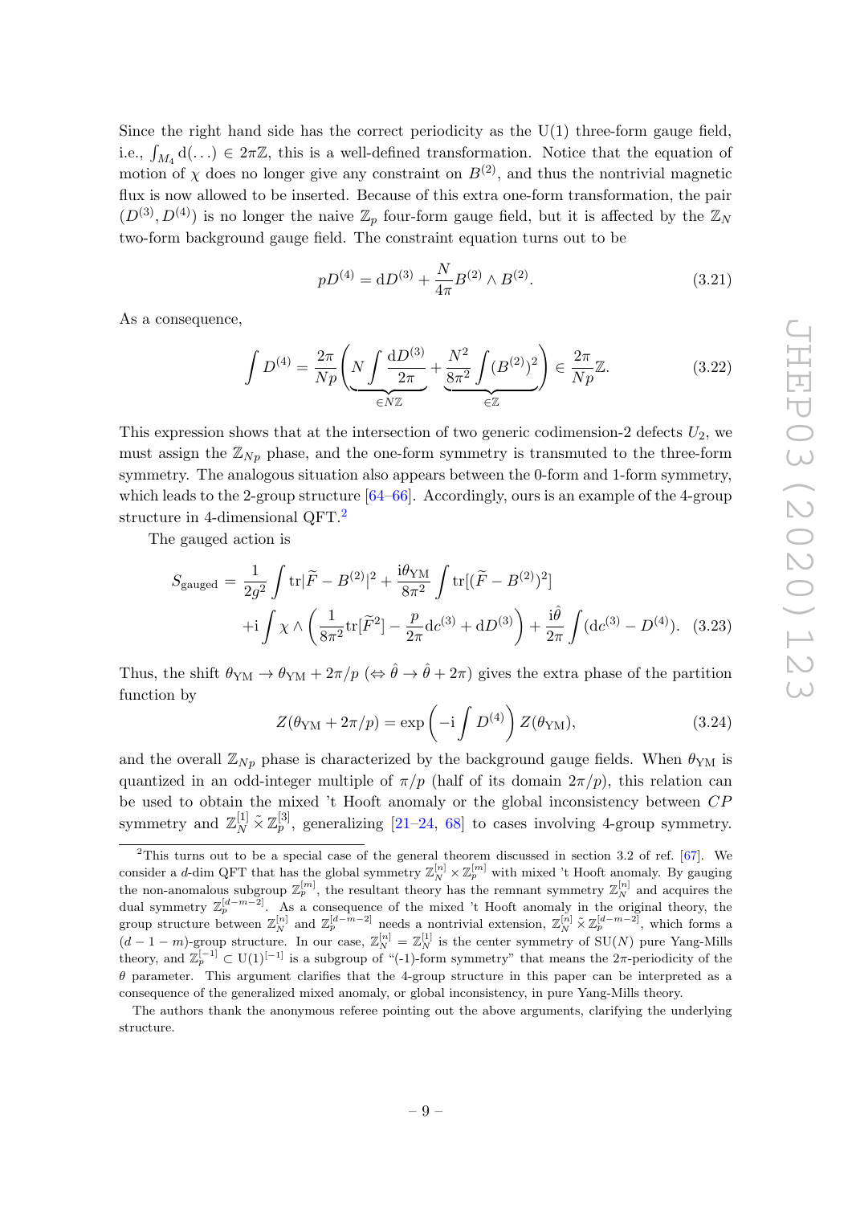Since the right hand side has the correct periodicity as the U(1) three-form gauge field, i.e., $\int_{M_4} \mathrm{d}(\dots) \in 2\pi\mathbb{Z}$, this is a well-defined transformation. Notice that the equation of motion of $\chi$ does no longer give any constraint on $B^{(2)}$, and thus the nontrivial magnetic flux is now allowed to be inserted. Because of this extra one-form transformation, the pair $(D^{(3)}, D^{(4)})$ is no longer the naive $\mathbb{Z}_p$ four-form gauge field, but it is affected by the $\mathbb{Z}_N$ two-form background gauge field. The constraint equation turns out to be

$$pD^{(4)} = \mathrm{d}D^{(3)} + \frac{N}{4\pi} B^{(2)} \wedge B^{(2)}. \tag{3.21}$$

As a consequence,

$$\int D^{(4)} = \frac{2\pi}{Np} \Bigg( \underbrace{N \int \frac{\mathrm{d}D^{(3)}}{2\pi}}_{\in N\mathbb{Z}} + \underbrace{\frac{N^2}{8\pi^2} \int (B^{(2)})^2}_{\in \mathbb{Z}} \Bigg) \in \frac{2\pi}{Np}\mathbb{Z}. \tag{3.22}$$

This expression shows that at the intersection of two generic codimension-2 defects $U_2$, we must assign the $\mathbb{Z}_{Np}$ phase, and the one-form symmetry is transmuted to the three-form symmetry. The analogous situation also appears between the 0-form and 1-form symmetry, which leads to the 2-group structure [64–66]. Accordingly, ours is an example of the 4-group structure in 4-dimensional QFT.[2]

The gauged action is

$$\begin{aligned} S_{\text{gauged}} = \frac{1}{2g^2} \int \mathrm{tr}|\widetilde{F} - B^{(2)}|^2 + \frac{\mathrm{i}\theta_{\text{YM}}}{8\pi^2} \int \mathrm{tr}[(\widetilde{F} - B^{(2)})^2] \\ + \mathrm{i} \int \chi \wedge \left( \frac{1}{8\pi^2} \mathrm{tr}[\widetilde{F}^2] - \frac{p}{2\pi} \mathrm{d}c^{(3)} + \mathrm{d}D^{(3)} \right) + \frac{\mathrm{i}\hat{\theta}}{2\pi} \int (\mathrm{d}c^{(3)} - D^{(4)}). \end{aligned} \tag{3.23}$$

Thus, the shift $\theta_{\text{YM}} \to \theta_{\text{YM}} + 2\pi/p$ ($\Leftrightarrow \hat{\theta} \to \hat{\theta} + 2\pi$) gives the extra phase of the partition function by

$$Z(\theta_{\text{YM}} + 2\pi/p) = \exp\left( -\mathrm{i} \int D^{(4)} \right) Z(\theta_{\text{YM}}), \tag{3.24}$$

and the overall $\mathbb{Z}_{Np}$ phase is characterized by the background gauge fields. When $\theta_{\text{YM}}$ is quantized in an odd-integer multiple of $\pi/p$ (half of its domain $2\pi/p$), this relation can be used to obtain the mixed 't Hooft anomaly or the global inconsistency between $CP$ symmetry and $\mathbb{Z}_N^{[1]} \tilde{\times} \mathbb{Z}_p^{[3]}$, generalizing [21–24, 68] to cases involving 4-group symmetry.

---

[2] This turns out to be a special case of the general theorem discussed in section 3.2 of ref. [67]. We consider a $d$-dim QFT that has the global symmetry $\mathbb{Z}_N^{[n]} \times \mathbb{Z}_p^{[m]}$ with mixed 't Hooft anomaly. By gauging the non-anomalous subgroup $\mathbb{Z}_p^{[m]}$, the resultant theory has the remnant symmetry $\mathbb{Z}_N^{[n]}$ and acquires the dual symmetry $\mathbb{Z}_p^{[d-m-2]}$. As a consequence of the mixed 't Hooft anomaly in the original theory, the group structure between $\mathbb{Z}_N^{[n]}$ and $\mathbb{Z}_p^{[d-m-2]}$ needs a nontrivial extension, $\mathbb{Z}_N^{[n]} \tilde{\times} \mathbb{Z}_p^{[d-m-2]}$, which forms a $(d-1-m)$-group structure. In our case, $\mathbb{Z}_N^{[n]} = \mathbb{Z}_N^{[1]}$ is the center symmetry of SU($N$) pure Yang-Mills theory, and $\mathbb{Z}_p^{[-1]} \subset \mathrm{U}(1)^{[-1]}$ is a subgroup of "(-1)-form symmetry" that means the $2\pi$-periodicity of the $\theta$ parameter. This argument clarifies that the 4-group structure in this paper can be interpreted as a consequence of the generalized mixed anomaly, or global inconsistency, in pure Yang-Mills theory.

The authors thank the anonymous referee pointing out the above arguments, clarifying the underlying structure.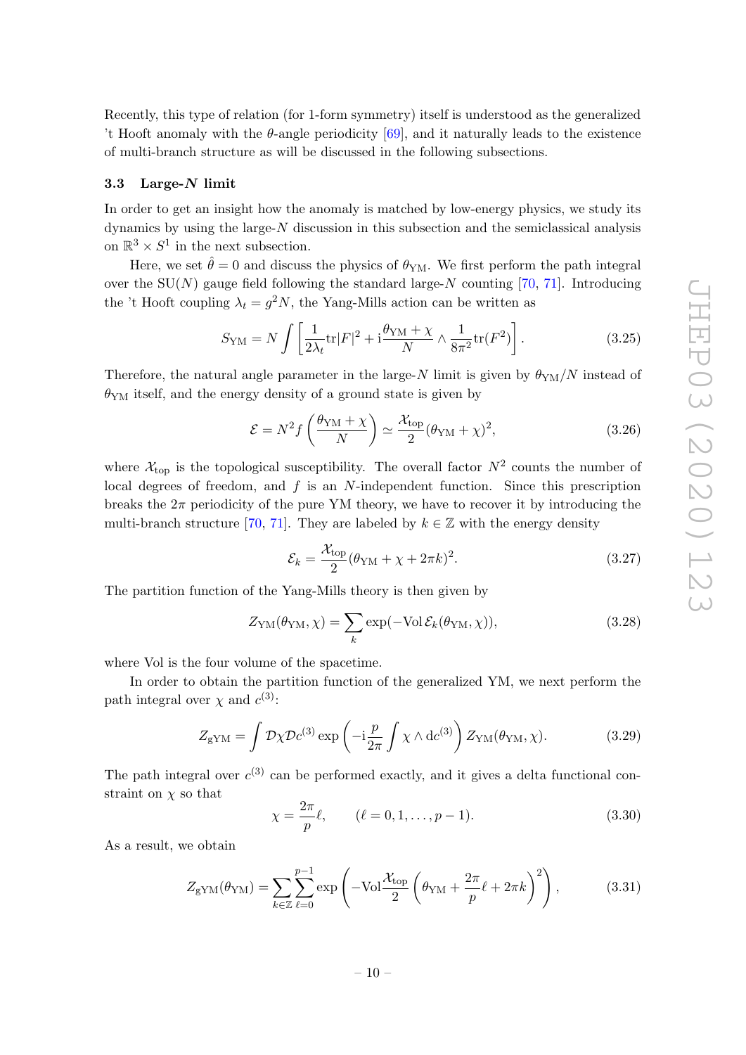Recently, this type of relation (for 1-form symmetry) itself is understood as the generalized 't Hooft anomaly with the $\theta$-angle periodicity [69], and it naturally leads to the existence of multi-branch structure as will be discussed in the following subsections.

### 3.3 Large-$N$ limit

In order to get an insight how the anomaly is matched by low-energy physics, we study its dynamics by using the large-$N$ discussion in this subsection and the semiclassical analysis on $\mathbb{R}^3 \times S^1$ in the next subsection.

Here, we set $\hat{\theta} = 0$ and discuss the physics of $\theta_{\mathrm{YM}}$. We first perform the path integral over the SU($N$) gauge field following the standard large-$N$ counting [70, 71]. Introducing the 't Hooft coupling $\lambda_t = g^2 N$, the Yang-Mills action can be written as

$$S_{\mathrm{YM}} = N \int \left[ \frac{1}{2\lambda_t} \mathrm{tr}|F|^2 + \mathrm{i} \frac{\theta_{\mathrm{YM}} + \chi}{N} \wedge \frac{1}{8\pi^2} \mathrm{tr}(F^2) \right]. \tag{3.25}$$

Therefore, the natural angle parameter in the large-$N$ limit is given by $\theta_{\mathrm{YM}}/N$ instead of $\theta_{\mathrm{YM}}$ itself, and the energy density of a ground state is given by

$$\mathcal{E} = N^2 f\left(\frac{\theta_{\mathrm{YM}} + \chi}{N}\right) \simeq \frac{\mathcal{X}_{\mathrm{top}}}{2} (\theta_{\mathrm{YM}} + \chi)^2, \tag{3.26}$$

where $\mathcal{X}_{\mathrm{top}}$ is the topological susceptibility. The overall factor $N^2$ counts the number of local degrees of freedom, and $f$ is an $N$-independent function. Since this prescription breaks the $2\pi$ periodicity of the pure YM theory, we have to recover it by introducing the multi-branch structure [70, 71]. They are labeled by $k \in \mathbb{Z}$ with the energy density

$$\mathcal{E}_k = \frac{\mathcal{X}_{\mathrm{top}}}{2} (\theta_{\mathrm{YM}} + \chi + 2\pi k)^2. \tag{3.27}$$

The partition function of the Yang-Mills theory is then given by

$$Z_{\mathrm{YM}}(\theta_{\mathrm{YM}}, \chi) = \sum_k \exp(-\mathrm{Vol}\, \mathcal{E}_k(\theta_{\mathrm{YM}}, \chi)), \tag{3.28}$$

where Vol is the four volume of the spacetime.

In order to obtain the partition function of the generalized YM, we next perform the path integral over $\chi$ and $c^{(3)}$:

$$Z_{\mathrm{gYM}} = \int \mathcal{D}\chi \mathcal{D}c^{(3)} \exp\left( -\mathrm{i} \frac{p}{2\pi} \int \chi \wedge \mathrm{d}c^{(3)} \right) Z_{\mathrm{YM}}(\theta_{\mathrm{YM}}, \chi). \tag{3.29}$$

The path integral over $c^{(3)}$ can be performed exactly, and it gives a delta functional constraint on $\chi$ so that

$$\chi = \frac{2\pi}{p} \ell, \qquad (\ell = 0, 1, \ldots, p-1). \tag{3.30}$$

As a result, we obtain

$$Z_{\mathrm{gYM}}(\theta_{\mathrm{YM}}) = \sum_{k \in \mathbb{Z}} \sum_{\ell=0}^{p-1} \exp\left( -\mathrm{Vol} \frac{\mathcal{X}_{\mathrm{top}}}{2} \left( \theta_{\mathrm{YM}} + \frac{2\pi}{p} \ell + 2\pi k \right)^2 \right), \tag{3.31}$$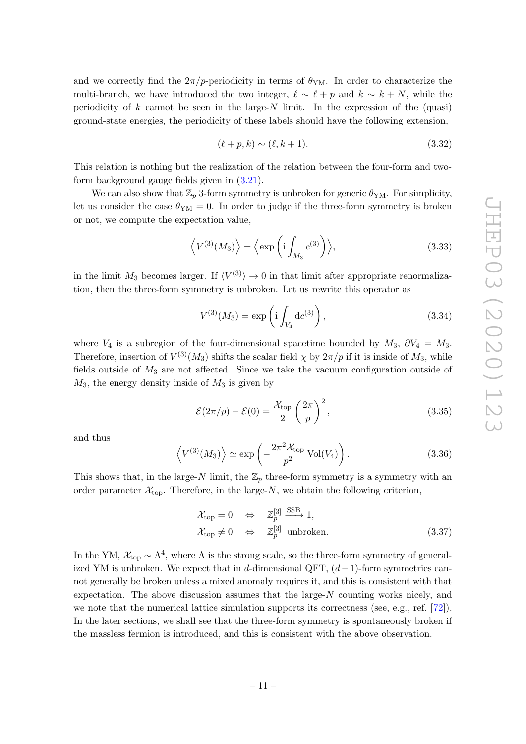and we correctly find the $2\pi/p$-periodicity in terms of $\theta_{\rm YM}$. In order to characterize the multi-branch, we have introduced the two integer, $\ell \sim \ell + p$ and $k \sim k + N$, while the periodicity of $k$ cannot be seen in the large-$N$ limit. In the expression of the (quasi) ground-state energies, the periodicity of these labels should have the following extension,

$$(\ell + p, k) \sim (\ell, k + 1). \tag{3.32}$$

This relation is nothing but the realization of the relation between the four-form and two-form background gauge fields given in (3.21).

We can also show that $\mathbb{Z}_p$ 3-form symmetry is unbroken for generic $\theta_{\rm YM}$. For simplicity, let us consider the case $\theta_{\rm YM} = 0$. In order to judge if the three-form symmetry is broken or not, we compute the expectation value,

$$\left\langle V^{(3)}(M_3) \right\rangle = \left\langle \exp\left( \mathrm{i} \int_{M_3} c^{(3)} \right) \right\rangle, \tag{3.33}$$

in the limit $M_3$ becomes larger. If $\langle V^{(3)} \rangle \to 0$ in that limit after appropriate renormalization, then the three-form symmetry is unbroken. Let us rewrite this operator as

$$V^{(3)}(M_3) = \exp\left( \mathrm{i} \int_{V_4} \mathrm{d}c^{(3)} \right), \tag{3.34}$$

where $V_4$ is a subregion of the four-dimensional spacetime bounded by $M_3$, $\partial V_4 = M_3$. Therefore, insertion of $V^{(3)}(M_3)$ shifts the scalar field $\chi$ by $2\pi/p$ if it is inside of $M_3$, while fields outside of $M_3$ are not affected. Since we take the vacuum configuration outside of $M_3$, the energy density inside of $M_3$ is given by

$$\mathcal{E}(2\pi/p) - \mathcal{E}(0) = \frac{\mathcal{X}_{\rm top}}{2} \left( \frac{2\pi}{p} \right)^2, \tag{3.35}$$

and thus

$$\left\langle V^{(3)}(M_3) \right\rangle \simeq \exp\left( -\frac{2\pi^2 \mathcal{X}_{\rm top}}{p^2} \, \mathrm{Vol}(V_4) \right). \tag{3.36}$$

This shows that, in the large-$N$ limit, the $\mathbb{Z}_p$ three-form symmetry is a symmetry with an order parameter $\mathcal{X}_{\rm top}$. Therefore, in the large-$N$, we obtain the following criterion,

$$\begin{aligned} \mathcal{X}_{\rm top} = 0 \quad &\Leftrightarrow \quad \mathbb{Z}_p^{[3]} \xrightarrow{\rm SSB} 1, \\ \mathcal{X}_{\rm top} \neq 0 \quad &\Leftrightarrow \quad \mathbb{Z}_p^{[3]} \ \text{unbroken}. \end{aligned} \tag{3.37}$$

In the YM, $\mathcal{X}_{\rm top} \sim \Lambda^4$, where $\Lambda$ is the strong scale, so the three-form symmetry of generalized YM is unbroken. We expect that in $d$-dimensional QFT, $(d-1)$-form symmetries cannot generally be broken unless a mixed anomaly requires it, and this is consistent with that expectation. The above discussion assumes that the large-$N$ counting works nicely, and we note that the numerical lattice simulation supports its correctness (see, e.g., ref. [72]). In the later sections, we shall see that the three-form symmetry is spontaneously broken if the massless fermion is introduced, and this is consistent with the above observation.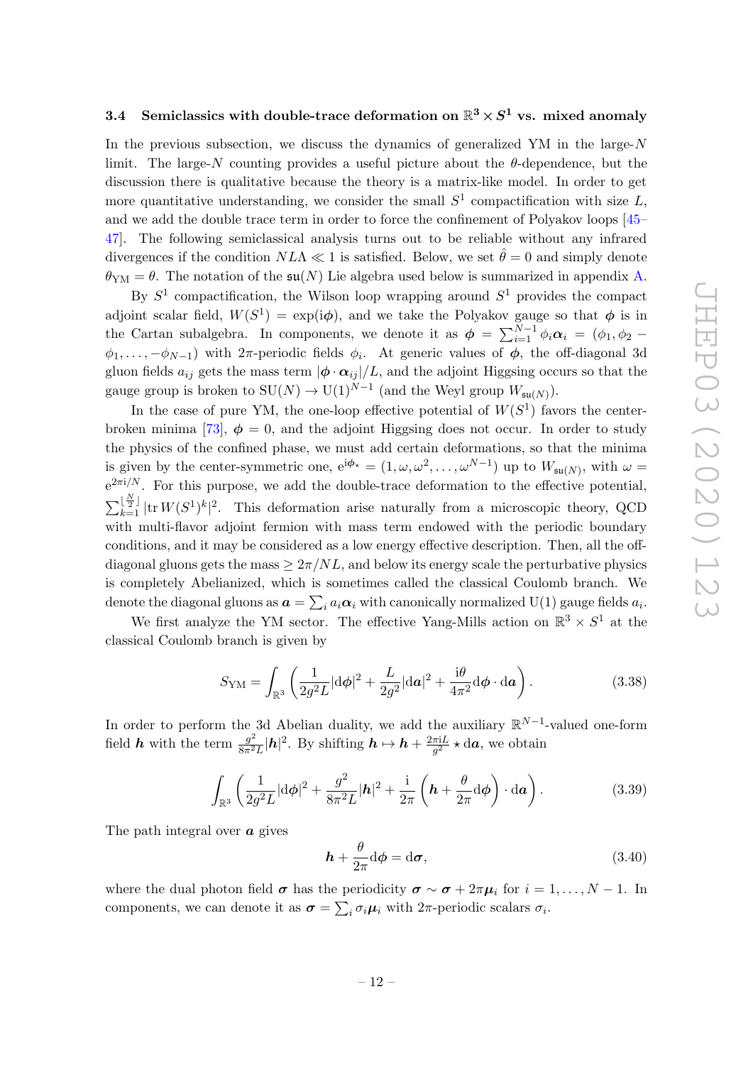### 3.4 Semiclassics with double-trace deformation on $\mathbb{R}^3 \times S^1$ vs. mixed anomaly

In the previous subsection, we discuss the dynamics of generalized YM in the large-$N$ limit. The large-$N$ counting provides a useful picture about the $\theta$-dependence, but the discussion there is qualitative because the theory is a matrix-like model. In order to get more quantitative understanding, we consider the small $S^1$ compactification with size $L$, and we add the double trace term in order to force the confinement of Polyakov loops [45–47]. The following semiclassical analysis turns out to be reliable without any infrared divergences if the condition $NL\Lambda \ll 1$ is satisfied. Below, we set $\hat{\theta} = 0$ and simply denote $\theta_{\mathrm{YM}} = \theta$. The notation of the $\mathfrak{su}(N)$ Lie algebra used below is summarized in appendix A.

By $S^1$ compactification, the Wilson loop wrapping around $S^1$ provides the compact adjoint scalar field, $W(S^1) = \exp(\mathrm{i}\boldsymbol{\phi})$, and we take the Polyakov gauge so that $\boldsymbol{\phi}$ is in the Cartan subalgebra. In components, we denote it as $\boldsymbol{\phi} = \sum_{i=1}^{N-1} \phi_i \boldsymbol{\alpha}_i = (\phi_1, \phi_2 - \phi_1, \ldots, -\phi_{N-1})$ with $2\pi$-periodic fields $\phi_i$. At generic values of $\boldsymbol{\phi}$, the off-diagonal 3d gluon fields $a_{ij}$ gets the mass term $|\boldsymbol{\phi}\cdot\boldsymbol{\alpha}_{ij}|/L$, and the adjoint Higgsing occurs so that the gauge group is broken to $SU(N) \to U(1)^{N-1}$ (and the Weyl group $W_{\mathfrak{su}(N)}$).

In the case of pure YM, the one-loop effective potential of $W(S^1)$ favors the center-broken minima [73], $\boldsymbol{\phi} = 0$, and the adjoint Higgsing does not occur. In order to study the physics of the confined phase, we must add certain deformations, so that the minima is given by the center-symmetric one, $\mathrm{e}^{\mathrm{i}\boldsymbol{\phi}_\star} = (1, \omega, \omega^2, \ldots, \omega^{N-1})$ up to $W_{\mathfrak{su}(N)}$, with $\omega = \mathrm{e}^{2\pi\mathrm{i}/N}$. For this purpose, we add the double-trace deformation to the effective potential, $\sum_{k=1}^{\lfloor \frac{N}{2} \rfloor} |\mathrm{tr}\, W(S^1)^k|^2$. This deformation arise naturally from a microscopic theory, QCD with multi-flavor adjoint fermion with mass term endowed with the periodic boundary conditions, and it may be considered as a low energy effective description. Then, all the off-diagonal gluons gets the mass $\geq 2\pi/NL$, and below its energy scale the perturbative physics is completely Abelianized, which is sometimes called the classical Coulomb branch. We denote the diagonal gluons as $\boldsymbol{a} = \sum_i a_i \boldsymbol{\alpha}_i$ with canonically normalized $U(1)$ gauge fields $a_i$.

We first analyze the YM sector. The effective Yang-Mills action on $\mathbb{R}^3 \times S^1$ at the classical Coulomb branch is given by

$$S_{\mathrm{YM}} = \int_{\mathbb{R}^3} \left( \frac{1}{2g^2 L} |\mathrm{d}\boldsymbol{\phi}|^2 + \frac{L}{2g^2} |\mathrm{d}\boldsymbol{a}|^2 + \frac{\mathrm{i}\theta}{4\pi^2} \mathrm{d}\boldsymbol{\phi} \cdot \mathrm{d}\boldsymbol{a} \right). \tag{3.38}$$

In order to perform the 3d Abelian duality, we add the auxiliary $\mathbb{R}^{N-1}$-valued one-form field $\boldsymbol{h}$ with the term $\frac{g^2}{8\pi^2 L}|\boldsymbol{h}|^2$. By shifting $\boldsymbol{h} \mapsto \boldsymbol{h} + \frac{2\pi \mathrm{i} L}{g^2} \star \mathrm{d}\boldsymbol{a}$, we obtain

$$\int_{\mathbb{R}^3} \left( \frac{1}{2g^2 L} |\mathrm{d}\boldsymbol{\phi}|^2 + \frac{g^2}{8\pi^2 L} |\boldsymbol{h}|^2 + \frac{\mathrm{i}}{2\pi} \left( \boldsymbol{h} + \frac{\theta}{2\pi} \mathrm{d}\boldsymbol{\phi} \right) \cdot \mathrm{d}\boldsymbol{a} \right). \tag{3.39}$$

The path integral over $\boldsymbol{a}$ gives

$$\boldsymbol{h} + \frac{\theta}{2\pi} \mathrm{d}\boldsymbol{\phi} = \mathrm{d}\boldsymbol{\sigma}, \tag{3.40}$$

where the dual photon field $\boldsymbol{\sigma}$ has the periodicity $\boldsymbol{\sigma} \sim \boldsymbol{\sigma} + 2\pi \boldsymbol{\mu}_i$ for $i = 1, \ldots, N-1$. In components, we can denote it as $\boldsymbol{\sigma} = \sum_i \sigma_i \boldsymbol{\mu}_i$ with $2\pi$-periodic scalars $\sigma_i$.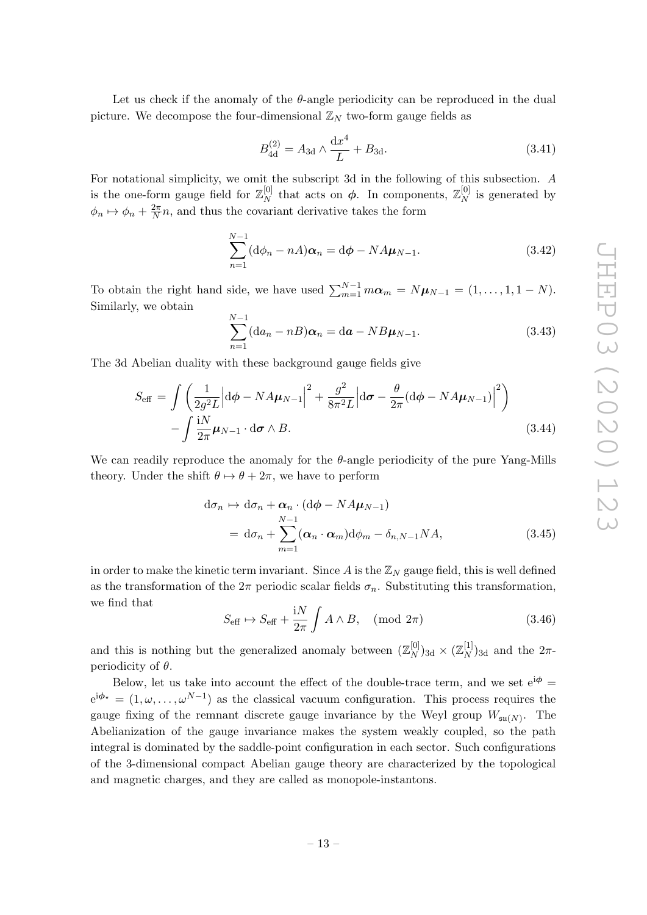Let us check if the anomaly of the $\theta$-angle periodicity can be reproduced in the dual picture. We decompose the four-dimensional $\mathbb{Z}_N$ two-form gauge fields as

$$B^{(2)}_{4\mathrm{d}} = A_{3\mathrm{d}} \wedge \frac{\mathrm{d}x^4}{L} + B_{3\mathrm{d}}. \tag{3.41}$$

For notational simplicity, we omit the subscript 3d in the following of this subsection. $A$ is the one-form gauge field for $\mathbb{Z}_N^{[0]}$ that acts on $\boldsymbol{\phi}$. In components, $\mathbb{Z}_N^{[0]}$ is generated by $\phi_n \mapsto \phi_n + \frac{2\pi}{N} n$, and thus the covariant derivative takes the form

$$\sum_{n=1}^{N-1} (\mathrm{d}\phi_n - nA)\boldsymbol{\alpha}_n = \mathrm{d}\boldsymbol{\phi} - NA\boldsymbol{\mu}_{N-1}. \tag{3.42}$$

To obtain the right hand side, we have used $\sum_{m=1}^{N-1} m\boldsymbol{\alpha}_m = N\boldsymbol{\mu}_{N-1} = (1, \dots, 1, 1-N)$. Similarly, we obtain

$$\sum_{n=1}^{N-1} (\mathrm{d}a_n - nB)\boldsymbol{\alpha}_n = \mathrm{d}\boldsymbol{a} - NB\boldsymbol{\mu}_{N-1}. \tag{3.43}$$

The 3d Abelian duality with these background gauge fields give

$$\begin{aligned} S_{\mathrm{eff}} = & \int \left( \frac{1}{2g^2 L} \left| \mathrm{d}\boldsymbol{\phi} - NA\boldsymbol{\mu}_{N-1} \right|^2 + \frac{g^2}{8\pi^2 L} \left| \mathrm{d}\boldsymbol{\sigma} - \frac{\theta}{2\pi}(\mathrm{d}\boldsymbol{\phi} - NA\boldsymbol{\mu}_{N-1}) \right|^2 \right) \\ & - \int \frac{\mathrm{i}N}{2\pi} \boldsymbol{\mu}_{N-1} \cdot \mathrm{d}\boldsymbol{\sigma} \wedge B. \end{aligned} \tag{3.44}$$

We can readily reproduce the anomaly for the $\theta$-angle periodicity of the pure Yang-Mills theory. Under the shift $\theta \mapsto \theta + 2\pi$, we have to perform

$$\begin{aligned} \mathrm{d}\sigma_n \mapsto & \ \mathrm{d}\sigma_n + \boldsymbol{\alpha}_n \cdot (\mathrm{d}\boldsymbol{\phi} - NA\boldsymbol{\mu}_{N-1}) \\ = & \ \mathrm{d}\sigma_n + \sum_{m=1}^{N-1} (\boldsymbol{\alpha}_n \cdot \boldsymbol{\alpha}_m)\mathrm{d}\phi_m - \delta_{n,N-1} NA, \end{aligned} \tag{3.45}$$

in order to make the kinetic term invariant. Since $A$ is the $\mathbb{Z}_N$ gauge field, this is well defined as the transformation of the $2\pi$ periodic scalar fields $\sigma_n$. Substituting this transformation, we find that

$$S_{\mathrm{eff}} \mapsto S_{\mathrm{eff}} + \frac{\mathrm{i}N}{2\pi} \int A \wedge B, \quad (\mathrm{mod}\ 2\pi) \tag{3.46}$$

and this is nothing but the generalized anomaly between $(\mathbb{Z}_N^{[0]})_{3\mathrm{d}} \times (\mathbb{Z}_N^{[1]})_{3\mathrm{d}}$ and the $2\pi$-periodicity of $\theta$.

Below, let us take into account the effect of the double-trace term, and we set $\mathrm{e}^{\mathrm{i}\boldsymbol{\phi}} = \mathrm{e}^{\mathrm{i}\boldsymbol{\phi}_\star} = (1, \omega, \dots, \omega^{N-1})$ as the classical vacuum configuration. This process requires the gauge fixing of the remnant discrete gauge invariance by the Weyl group $W_{\mathfrak{su}(N)}$. The Abelianization of the gauge invariance makes the system weakly coupled, so the path integral is dominated by the saddle-point configuration in each sector. Such configurations of the 3-dimensional compact Abelian gauge theory are characterized by the topological and magnetic charges, and they are called as monopole-instantons.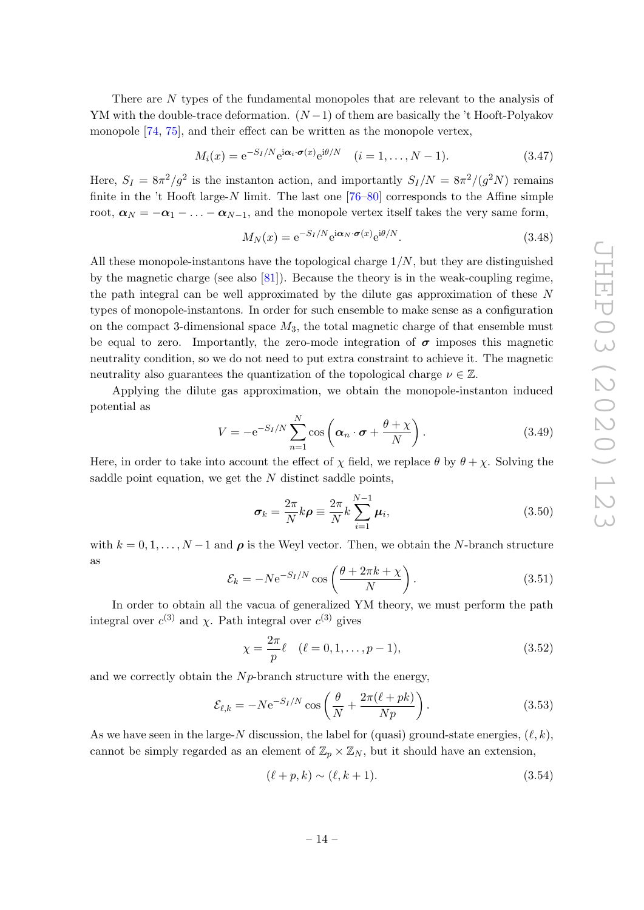There are $N$ types of the fundamental monopoles that are relevant to the analysis of YM with the double-trace deformation. $(N-1)$ of them are basically the 't Hooft-Polyakov monopole [74, 75], and their effect can be written as the monopole vertex,

$$M_i(x) = \mathrm{e}^{-S_I/N} \mathrm{e}^{\mathrm{i}\boldsymbol{\alpha}_i \cdot \boldsymbol{\sigma}(x)} \mathrm{e}^{\mathrm{i}\theta/N} \quad (i = 1, \ldots, N-1). \tag{3.47}$$

Here, $S_I = 8\pi^2/g^2$ is the instanton action, and importantly $S_I/N = 8\pi^2/(g^2 N)$ remains finite in the 't Hooft large-$N$ limit. The last one [76–80] corresponds to the Affine simple root, $\boldsymbol{\alpha}_N = -\boldsymbol{\alpha}_1 - \ldots - \boldsymbol{\alpha}_{N-1}$, and the monopole vertex itself takes the very same form,

$$M_N(x) = \mathrm{e}^{-S_I/N} \mathrm{e}^{\mathrm{i}\boldsymbol{\alpha}_N \cdot \boldsymbol{\sigma}(x)} \mathrm{e}^{\mathrm{i}\theta/N}. \tag{3.48}$$

All these monopole-instantons have the topological charge $1/N$, but they are distinguished by the magnetic charge (see also [81]). Because the theory is in the weak-coupling regime, the path integral can be well approximated by the dilute gas approximation of these $N$ types of monopole-instantons. In order for such ensemble to make sense as a configuration on the compact 3-dimensional space $M_3$, the total magnetic charge of that ensemble must be equal to zero. Importantly, the zero-mode integration of $\boldsymbol{\sigma}$ imposes this magnetic neutrality condition, so we do not need to put extra constraint to achieve it. The magnetic neutrality also guarantees the quantization of the topological charge $\nu \in \mathbb{Z}$.

Applying the dilute gas approximation, we obtain the monopole-instanton induced potential as

$$V = -\mathrm{e}^{-S_I/N} \sum_{n=1}^{N} \cos\left(\boldsymbol{\alpha}_n \cdot \boldsymbol{\sigma} + \frac{\theta + \chi}{N}\right). \tag{3.49}$$

Here, in order to take into account the effect of $\chi$ field, we replace $\theta$ by $\theta + \chi$. Solving the saddle point equation, we get the $N$ distinct saddle points,

$$\boldsymbol{\sigma}_k = \frac{2\pi}{N} k \boldsymbol{\rho} \equiv \frac{2\pi}{N} k \sum_{i=1}^{N-1} \boldsymbol{\mu}_i, \tag{3.50}$$

with $k = 0, 1, \ldots, N-1$ and $\boldsymbol{\rho}$ is the Weyl vector. Then, we obtain the $N$-branch structure as

$$\mathcal{E}_k = -N \mathrm{e}^{-S_I/N} \cos\left(\frac{\theta + 2\pi k + \chi}{N}\right). \tag{3.51}$$

In order to obtain all the vacua of generalized YM theory, we must perform the path integral over $c^{(3)}$ and $\chi$. Path integral over $c^{(3)}$ gives

$$\chi = \frac{2\pi}{p} \ell \quad (\ell = 0, 1, \ldots, p-1), \tag{3.52}$$

and we correctly obtain the $Np$-branch structure with the energy,

$$\mathcal{E}_{\ell,k} = -N \mathrm{e}^{-S_I/N} \cos\left(\frac{\theta}{N} + \frac{2\pi(\ell + pk)}{Np}\right). \tag{3.53}$$

As we have seen in the large-$N$ discussion, the label for (quasi) ground-state energies, $(\ell, k)$, cannot be simply regarded as an element of $\mathbb{Z}_p \times \mathbb{Z}_N$, but it should have an extension,

$$(\ell + p, k) \sim (\ell, k+1). \tag{3.54}$$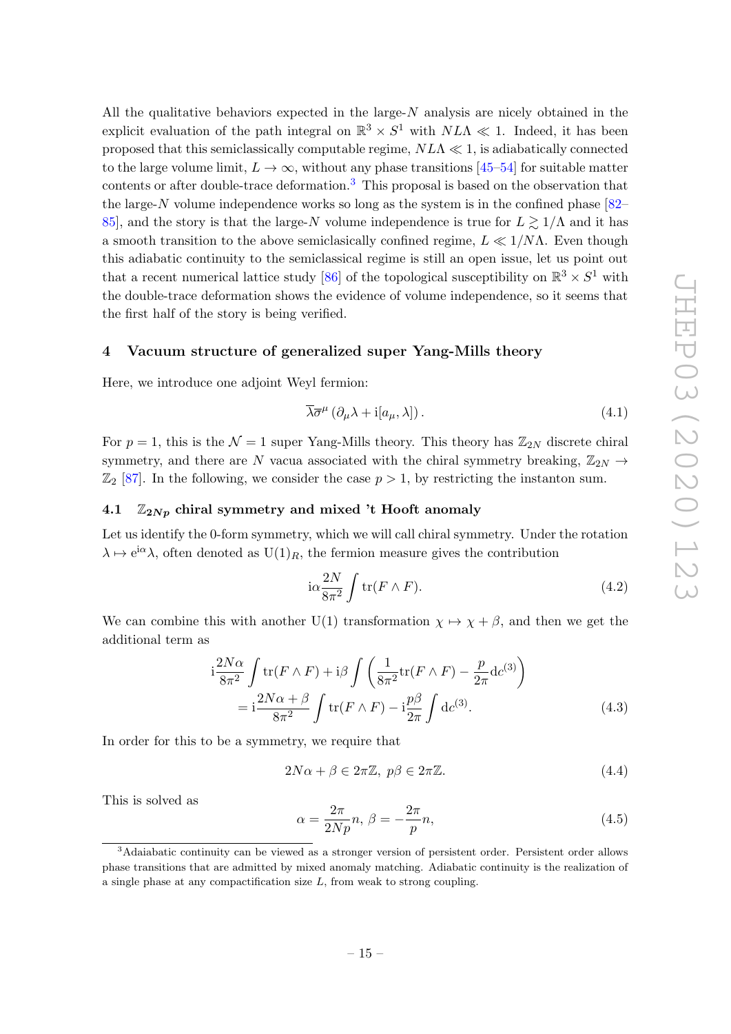All the qualitative behaviors expected in the large-$N$ analysis are nicely obtained in the explicit evaluation of the path integral on $\mathbb{R}^3 \times S^1$ with $NL\Lambda \ll 1$. Indeed, it has been proposed that this semiclassically computable regime, $NL\Lambda \ll 1$, is adiabatically connected to the large volume limit, $L \to \infty$, without any phase transitions [45–54] for suitable matter contents or after double-trace deformation.[3] This proposal is based on the observation that the large-$N$ volume independence works so long as the system is in the confined phase [82–85], and the story is that the large-$N$ volume independence is true for $L \gtrsim 1/\Lambda$ and it has a smooth transition to the above semiclasically confined regime, $L \ll 1/N\Lambda$. Even though this adiabatic continuity to the semiclassical regime is still an open issue, let us point out that a recent numerical lattice study [86] of the topological susceptibility on $\mathbb{R}^3 \times S^1$ with the double-trace deformation shows the evidence of volume independence, so it seems that the first half of the story is being verified.

## 4 Vacuum structure of generalized super Yang-Mills theory

Here, we introduce one adjoint Weyl fermion:

$$\overline{\lambda}\overline{\sigma}^{\mu}\left(\partial_{\mu}\lambda + \mathrm{i}[a_{\mu}, \lambda]\right). \tag{4.1}$$

For $p = 1$, this is the $\mathcal{N} = 1$ super Yang-Mills theory. This theory has $\mathbb{Z}_{2N}$ discrete chiral symmetry, and there are $N$ vacua associated with the chiral symmetry breaking, $\mathbb{Z}_{2N} \to \mathbb{Z}_2$ [87]. In the following, we consider the case $p > 1$, by restricting the instanton sum.

### 4.1 $\mathbb{Z}_{2Np}$ chiral symmetry and mixed 't Hooft anomaly

Let us identify the 0-form symmetry, which we will call chiral symmetry. Under the rotation $\lambda \mapsto \mathrm{e}^{\mathrm{i}\alpha}\lambda$, often denoted as $\mathrm{U}(1)_R$, the fermion measure gives the contribution

$$\mathrm{i}\alpha \frac{2N}{8\pi^2}\int \mathrm{tr}(F \wedge F). \tag{4.2}$$

We can combine this with another U(1) transformation $\chi \mapsto \chi + \beta$, and then we get the additional term as

$$\begin{aligned}
&\mathrm{i}\frac{2N\alpha}{8\pi^2}\int \mathrm{tr}(F \wedge F) + \mathrm{i}\beta \int \left(\frac{1}{8\pi^2}\mathrm{tr}(F \wedge F) - \frac{p}{2\pi}\mathrm{d}c^{(3)}\right) \\
&\quad = \mathrm{i}\frac{2N\alpha + \beta}{8\pi^2}\int \mathrm{tr}(F \wedge F) - \mathrm{i}\frac{p\beta}{2\pi}\int \mathrm{d}c^{(3)}.
\end{aligned} \tag{4.3}$$

In order for this to be a symmetry, we require that

$$2N\alpha + \beta \in 2\pi\mathbb{Z},\ p\beta \in 2\pi\mathbb{Z}. \tag{4.4}$$

This is solved as

$$\alpha = \frac{2\pi}{2Np}n,\ \beta = -\frac{2\pi}{p}n, \tag{4.5}$$

[3] Adaiabatic continuity can be viewed as a stronger version of persistent order. Persistent order allows phase transitions that are admitted by mixed anomaly matching. Adiabatic continuity is the realization of a single phase at any compactification size $L$, from weak to strong coupling.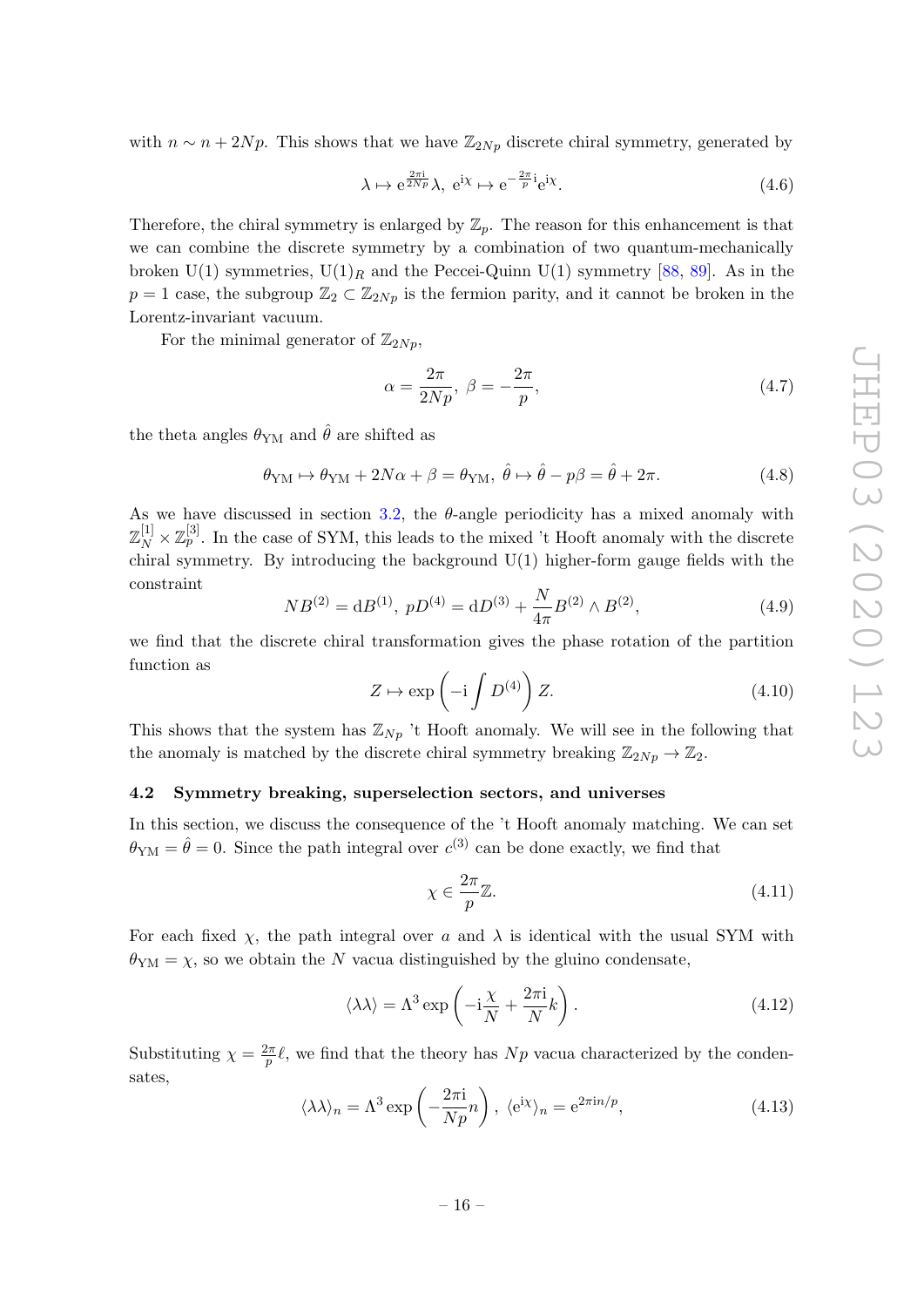with $n \sim n + 2Np$. This shows that we have $\mathbb{Z}_{2Np}$ discrete chiral symmetry, generated by

$$\lambda \mapsto \mathrm{e}^{\frac{2\pi \mathrm{i}}{2Np}}\lambda,\ \mathrm{e}^{\mathrm{i}\chi} \mapsto \mathrm{e}^{-\frac{2\pi}{p}\mathrm{i}}\mathrm{e}^{\mathrm{i}\chi}. \tag{4.6}$$

Therefore, the chiral symmetry is enlarged by $\mathbb{Z}_p$. The reason for this enhancement is that we can combine the discrete symmetry by a combination of two quantum-mechanically broken U(1) symmetries, $\mathrm{U}(1)_R$ and the Peccei-Quinn U(1) symmetry [88, 89]. As in the $p = 1$ case, the subgroup $\mathbb{Z}_2 \subset \mathbb{Z}_{2Np}$ is the fermion parity, and it cannot be broken in the Lorentz-invariant vacuum.

For the minimal generator of $\mathbb{Z}_{2Np}$,

$$\alpha = \frac{2\pi}{2Np},\ \beta = -\frac{2\pi}{p}, \tag{4.7}$$

the theta angles $\theta_{\mathrm{YM}}$ and $\hat{\theta}$ are shifted as

$$\theta_{\mathrm{YM}} \mapsto \theta_{\mathrm{YM}} + 2N\alpha + \beta = \theta_{\mathrm{YM}},\ \hat{\theta} \mapsto \hat{\theta} - p\beta = \hat{\theta} + 2\pi. \tag{4.8}$$

As we have discussed in section 3.2, the $\theta$-angle periodicity has a mixed anomaly with $\mathbb{Z}_N^{[1]} \times \mathbb{Z}_p^{[3]}$. In the case of SYM, this leads to the mixed 't Hooft anomaly with the discrete chiral symmetry. By introducing the background U(1) higher-form gauge fields with the constraint

$$NB^{(2)} = \mathrm{d}B^{(1)},\ pD^{(4)} = \mathrm{d}D^{(3)} + \frac{N}{4\pi}B^{(2)} \wedge B^{(2)}, \tag{4.9}$$

we find that the discrete chiral transformation gives the phase rotation of the partition function as

$$Z \mapsto \exp\left(-\mathrm{i}\int D^{(4)}\right) Z. \tag{4.10}$$

This shows that the system has $\mathbb{Z}_{Np}$ 't Hooft anomaly. We will see in the following that the anomaly is matched by the discrete chiral symmetry breaking $\mathbb{Z}_{2Np} \to \mathbb{Z}_2$.

### 4.2 Symmetry breaking, superselection sectors, and universes

In this section, we discuss the consequence of the 't Hooft anomaly matching. We can set $\theta_{\mathrm{YM}} = \hat{\theta} = 0$. Since the path integral over $c^{(3)}$ can be done exactly, we find that

$$\chi \in \frac{2\pi}{p}\mathbb{Z}. \tag{4.11}$$

For each fixed $\chi$, the path integral over $a$ and $\lambda$ is identical with the usual SYM with $\theta_{\mathrm{YM}} = \chi$, so we obtain the $N$ vacua distinguished by the gluino condensate,

$$\langle \lambda\lambda \rangle = \Lambda^3 \exp\left(-\mathrm{i}\frac{\chi}{N} + \frac{2\pi \mathrm{i}}{N}k\right). \tag{4.12}$$

Substituting $\chi = \frac{2\pi}{p}\ell$, we find that the theory has $Np$ vacua characterized by the condensates,

$$\langle \lambda\lambda \rangle_n = \Lambda^3 \exp\left(-\frac{2\pi \mathrm{i}}{Np}n\right),\ \langle \mathrm{e}^{\mathrm{i}\chi} \rangle_n = \mathrm{e}^{2\pi \mathrm{i} n/p}, \tag{4.13}$$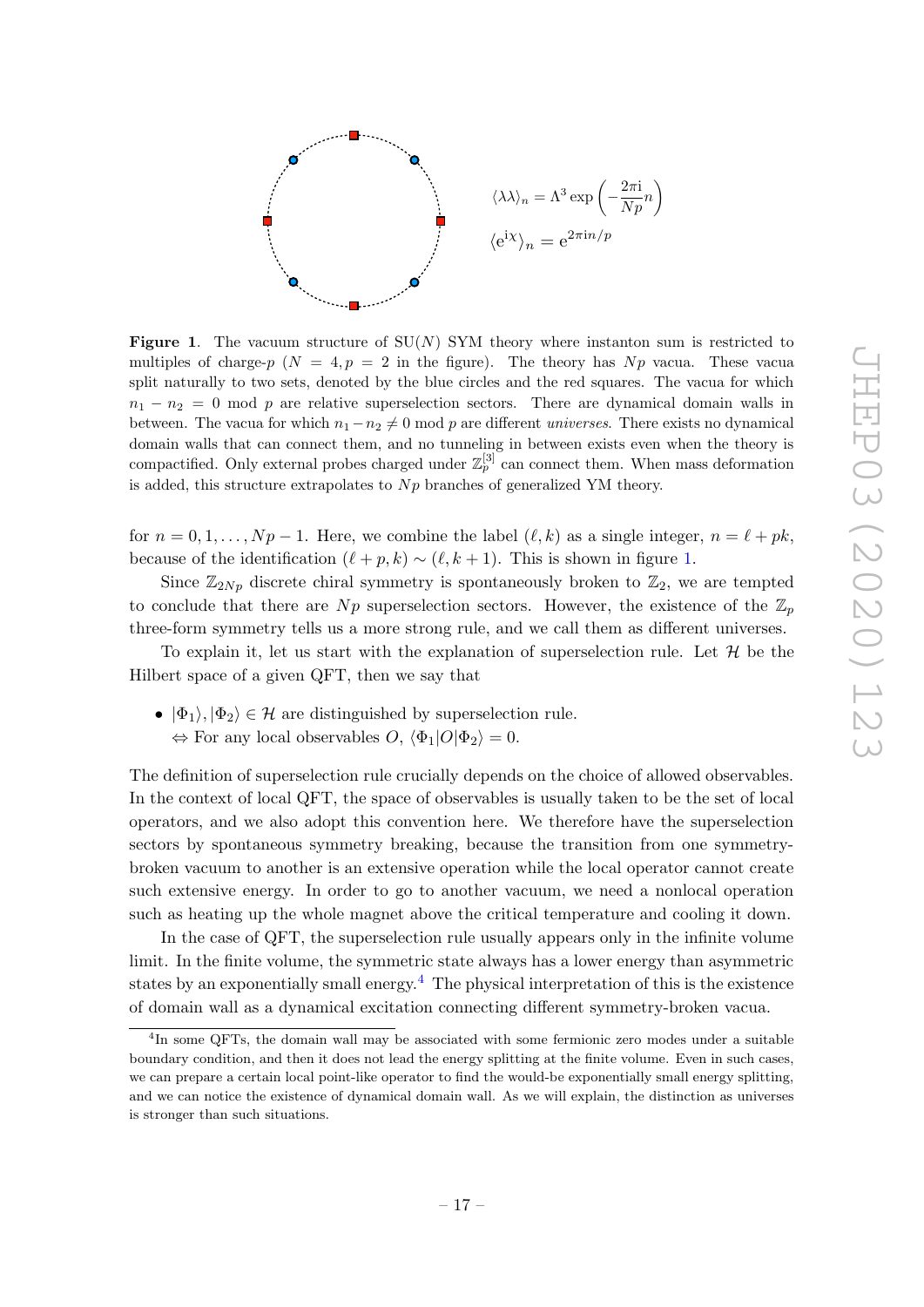$$\langle \lambda\lambda \rangle_n = \Lambda^3 \exp\left(-\frac{2\pi \mathrm{i}}{Np} n\right)$$

$$\langle \mathrm{e}^{\mathrm{i}\chi} \rangle_n = \mathrm{e}^{2\pi \mathrm{i} n/p}$$

**Figure 1**. The vacuum structure of $\mathrm{SU}(N)$ SYM theory where instanton sum is restricted to multiples of charge-$p$ ($N = 4, p = 2$ in the figure). The theory has $Np$ vacua. These vacua split naturally to two sets, denoted by the blue circles and the red squares. The vacua for which $n_1 - n_2 = 0 \bmod p$ are relative superselection sectors. There are dynamical domain walls in between. The vacua for which $n_1 - n_2 \neq 0 \bmod p$ are different *universes*. There exists no dynamical domain walls that can connect them, and no tunneling in between exists even when the theory is compactified. Only external probes charged under $\mathbb{Z}_p^{[3]}$ can connect them. When mass deformation is added, this structure extrapolates to $Np$ branches of generalized YM theory.

for $n = 0, 1, \ldots, Np - 1$. Here, we combine the label $(\ell, k)$ as a single integer, $n = \ell + pk$, because of the identification $(\ell + p, k) \sim (\ell, k + 1)$. This is shown in figure 1.

Since $\mathbb{Z}_{2Np}$ discrete chiral symmetry is spontaneously broken to $\mathbb{Z}_2$, we are tempted to conclude that there are $Np$ superselection sectors. However, the existence of the $\mathbb{Z}_p$ three-form symmetry tells us a more strong rule, and we call them as different universes.

To explain it, let us start with the explanation of superselection rule. Let $\mathcal{H}$ be the Hilbert space of a given QFT, then we say that

- $|\Phi_1\rangle, |\Phi_2\rangle \in \mathcal{H}$ are distinguished by superselection rule.
  $\Leftrightarrow$ For any local observables $O$, $\langle \Phi_1 | O | \Phi_2 \rangle = 0$.

The definition of superselection rule crucially depends on the choice of allowed observables. In the context of local QFT, the space of observables is usually taken to be the set of local operators, and we also adopt this convention here. We therefore have the superselection sectors by spontaneous symmetry breaking, because the transition from one symmetry-broken vacuum to another is an extensive operation while the local operator cannot create such extensive energy. In order to go to another vacuum, we need a nonlocal operation such as heating up the whole magnet above the critical temperature and cooling it down.

In the case of QFT, the superselection rule usually appears only in the infinite volume limit. In the finite volume, the symmetric state always has a lower energy than asymmetric states by an exponentially small energy.[4] The physical interpretation of this is the existence of domain wall as a dynamical excitation connecting different symmetry-broken vacua.

[4] In some QFTs, the domain wall may be associated with some fermionic zero modes under a suitable boundary condition, and then it does not lead the energy splitting at the finite volume. Even in such cases, we can prepare a certain local point-like operator to find the would-be exponentially small energy splitting, and we can notice the existence of dynamical domain wall. As we will explain, the distinction as universes is stronger than such situations.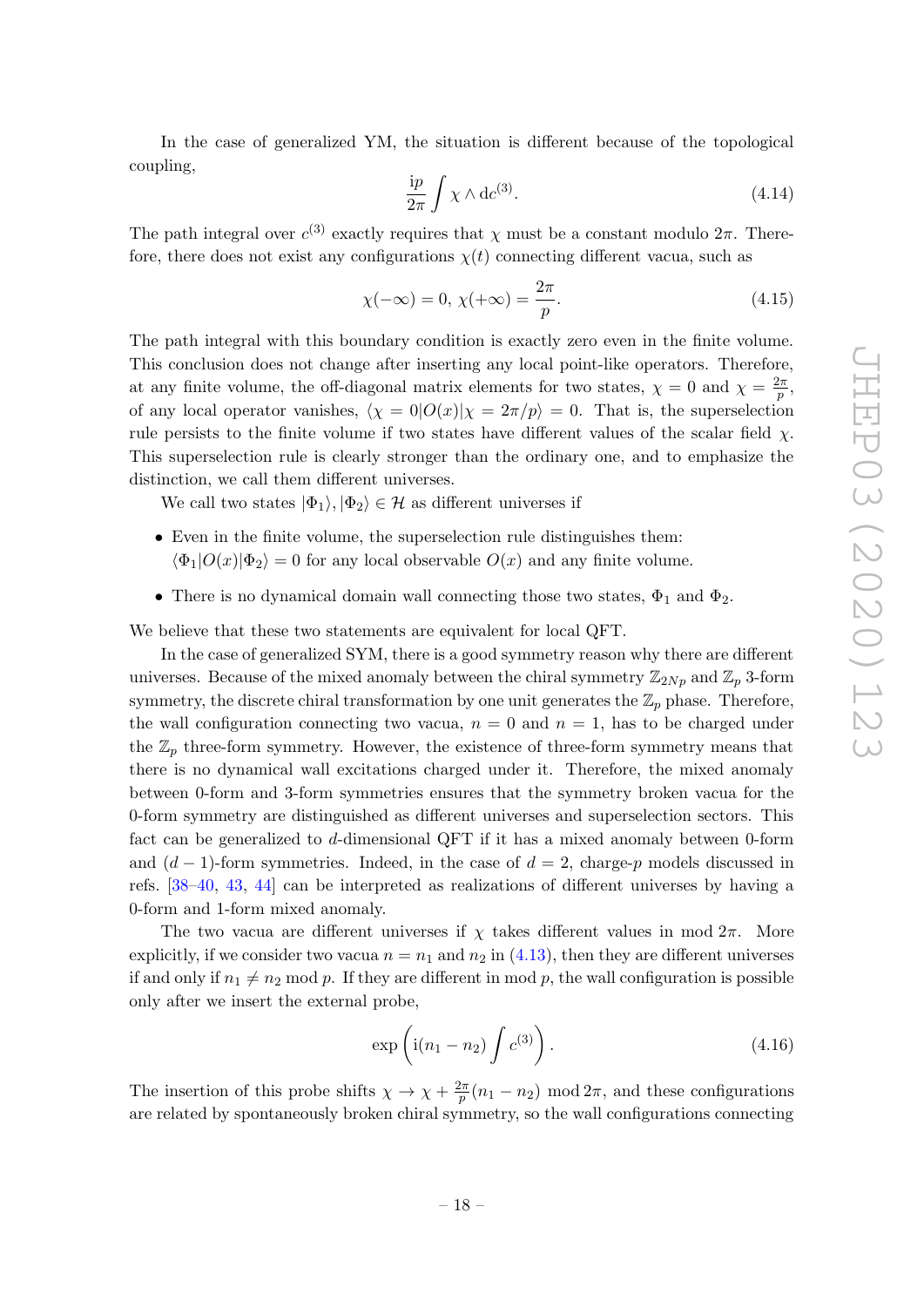In the case of generalized YM, the situation is different because of the topological coupling,

$$\frac{\mathrm{i}p}{2\pi}\int \chi \wedge \mathrm{d}c^{(3)}. \tag{4.14}$$

The path integral over $c^{(3)}$ exactly requires that $\chi$ must be a constant modulo $2\pi$. Therefore, there does not exist any configurations $\chi(t)$ connecting different vacua, such as

$$\chi(-\infty)=0,\ \chi(+\infty)=\frac{2\pi}{p}. \tag{4.15}$$

The path integral with this boundary condition is exactly zero even in the finite volume. This conclusion does not change after inserting any local point-like operators. Therefore, at any finite volume, the off-diagonal matrix elements for two states, $\chi=0$ and $\chi=\frac{2\pi}{p}$, of any local operator vanishes, $\langle \chi=0|O(x)|\chi=2\pi/p\rangle=0$. That is, the superselection rule persists to the finite volume if two states have different values of the scalar field $\chi$. This superselection rule is clearly stronger than the ordinary one, and to emphasize the distinction, we call them different universes.

We call two states $|\Phi_1\rangle, |\Phi_2\rangle \in \mathcal{H}$ as different universes if

- Even in the finite volume, the superselection rule distinguishes them: $\langle \Phi_1|O(x)|\Phi_2\rangle = 0$ for any local observable $O(x)$ and any finite volume.
- There is no dynamical domain wall connecting those two states, $\Phi_1$ and $\Phi_2$.

We believe that these two statements are equivalent for local QFT.

In the case of generalized SYM, there is a good symmetry reason why there are different universes. Because of the mixed anomaly between the chiral symmetry $\mathbb{Z}_{2Np}$ and $\mathbb{Z}_p$ 3-form symmetry, the discrete chiral transformation by one unit generates the $\mathbb{Z}_p$ phase. Therefore, the wall configuration connecting two vacua, $n=0$ and $n=1$, has to be charged under the $\mathbb{Z}_p$ three-form symmetry. However, the existence of three-form symmetry means that there is no dynamical wall excitations charged under it. Therefore, the mixed anomaly between 0-form and 3-form symmetries ensures that the symmetry broken vacua for the 0-form symmetry are distinguished as different universes and superselection sectors. This fact can be generalized to $d$-dimensional QFT if it has a mixed anomaly between 0-form and $(d-1)$-form symmetries. Indeed, in the case of $d=2$, charge-$p$ models discussed in refs. [38–40, 43, 44] can be interpreted as realizations of different universes by having a 0-form and 1-form mixed anomaly.

The two vacua are different universes if $\chi$ takes different values in mod $2\pi$. More explicitly, if we consider two vacua $n=n_1$ and $n_2$ in (4.13), then they are different universes if and only if $n_1\neq n_2$ mod $p$. If they are different in mod $p$, the wall configuration is possible only after we insert the external probe,

$$\exp\left(\mathrm{i}(n_1-n_2)\int c^{(3)}\right). \tag{4.16}$$

The insertion of this probe shifts $\chi \to \chi + \frac{2\pi}{p}(n_1-n_2)$ mod $2\pi$, and these configurations are related by spontaneously broken chiral symmetry, so the wall configurations connecting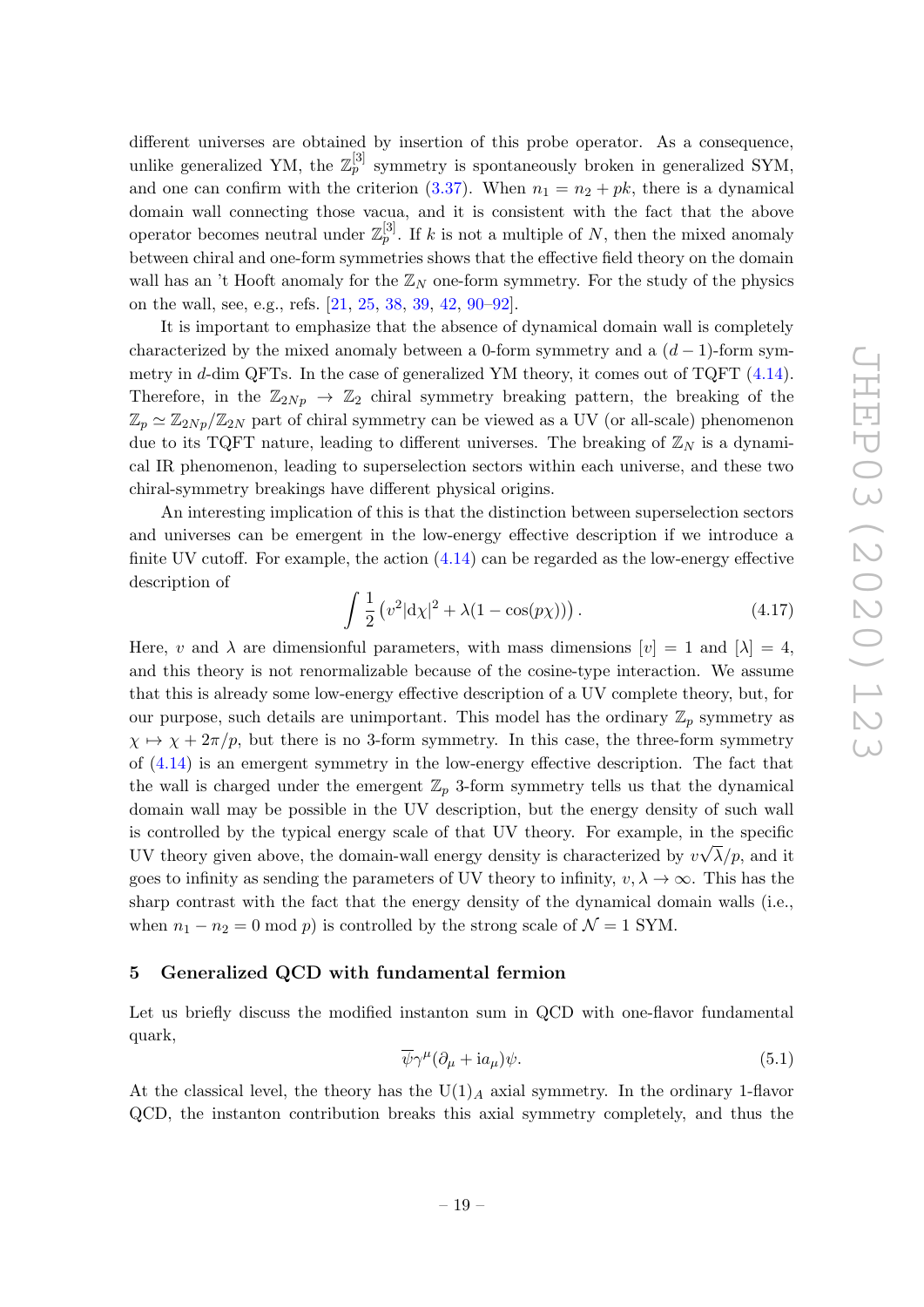different universes are obtained by insertion of this probe operator. As a consequence, unlike generalized YM, the $\mathbb{Z}_p^{[3]}$ symmetry is spontaneously broken in generalized SYM, and one can confirm with the criterion (3.37). When $n_1 = n_2 + pk$, there is a dynamical domain wall connecting those vacua, and it is consistent with the fact that the above operator becomes neutral under $\mathbb{Z}_p^{[3]}$. If $k$ is not a multiple of $N$, then the mixed anomaly between chiral and one-form symmetries shows that the effective field theory on the domain wall has an 't Hooft anomaly for the $\mathbb{Z}_N$ one-form symmetry. For the study of the physics on the wall, see, e.g., refs. [21, 25, 38, 39, 42, 90–92].

It is important to emphasize that the absence of dynamical domain wall is completely characterized by the mixed anomaly between a 0-form symmetry and a $(d-1)$-form symmetry in $d$-dim QFTs. In the case of generalized YM theory, it comes out of TQFT (4.14). Therefore, in the $\mathbb{Z}_{2Np} \to \mathbb{Z}_2$ chiral symmetry breaking pattern, the breaking of the $\mathbb{Z}_p \simeq \mathbb{Z}_{2Np}/\mathbb{Z}_{2N}$ part of chiral symmetry can be viewed as a UV (or all-scale) phenomenon due to its TQFT nature, leading to different universes. The breaking of $\mathbb{Z}_N$ is a dynamical IR phenomenon, leading to superselection sectors within each universe, and these two chiral-symmetry breakings have different physical origins.

An interesting implication of this is that the distinction between superselection sectors and universes can be emergent in the low-energy effective description if we introduce a finite UV cutoff. For example, the action (4.14) can be regarded as the low-energy effective description of

$$\int \frac{1}{2}\left(v^2 |\mathrm{d}\chi|^2 + \lambda(1-\cos(p\chi))\right). \tag{4.17}$$

Here, $v$ and $\lambda$ are dimensionful parameters, with mass dimensions $[v] = 1$ and $[\lambda] = 4$, and this theory is not renormalizable because of the cosine-type interaction. We assume that this is already some low-energy effective description of a UV complete theory, but, for our purpose, such details are unimportant. This model has the ordinary $\mathbb{Z}_p$ symmetry as $\chi \mapsto \chi + 2\pi/p$, but there is no 3-form symmetry. In this case, the three-form symmetry of (4.14) is an emergent symmetry in the low-energy effective description. The fact that the wall is charged under the emergent $\mathbb{Z}_p$ 3-form symmetry tells us that the dynamical domain wall may be possible in the UV description, but the energy density of such wall is controlled by the typical energy scale of that UV theory. For example, in the specific UV theory given above, the domain-wall energy density is characterized by $v\sqrt{\lambda}/p$, and it goes to infinity as sending the parameters of UV theory to infinity, $v, \lambda \to \infty$. This has the sharp contrast with the fact that the energy density of the dynamical domain walls (i.e., when $n_1 - n_2 = 0 \bmod p$) is controlled by the strong scale of $\mathcal{N} = 1$ SYM.

## 5 Generalized QCD with fundamental fermion

Let us briefly discuss the modified instanton sum in QCD with one-flavor fundamental quark,

$$\overline{\psi}\gamma^\mu(\partial_\mu + \mathrm{i}a_\mu)\psi. \tag{5.1}$$

At the classical level, the theory has the $\mathrm{U}(1)_A$ axial symmetry. In the ordinary 1-flavor QCD, the instanton contribution breaks this axial symmetry completely, and thus the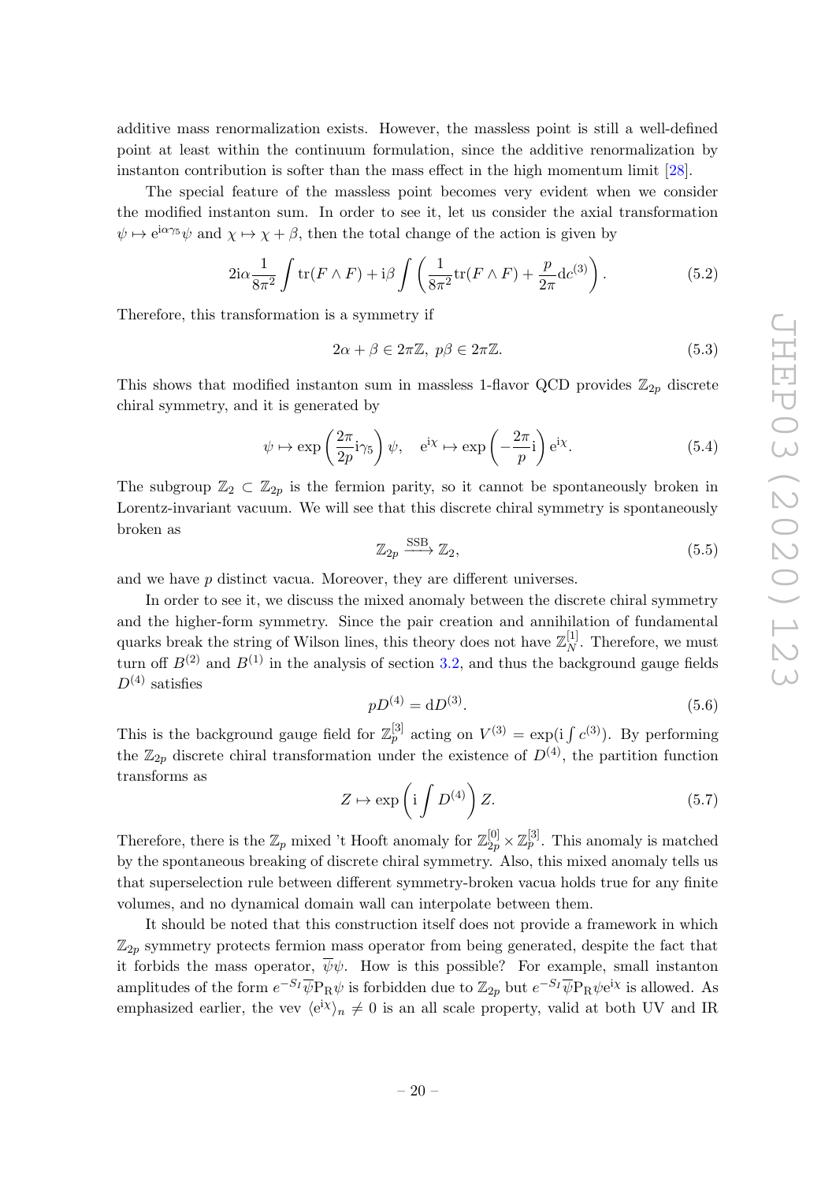additive mass renormalization exists. However, the massless point is still a well-defined point at least within the continuum formulation, since the additive renormalization by instanton contribution is softer than the mass effect in the high momentum limit [28].

The special feature of the massless point becomes very evident when we consider the modified instanton sum. In order to see it, let us consider the axial transformation $\psi \mapsto \mathrm{e}^{\mathrm{i}\alpha\gamma_5}\psi$ and $\chi \mapsto \chi + \beta$, then the total change of the action is given by

$$2\mathrm{i}\alpha \frac{1}{8\pi^2}\int \mathrm{tr}(F\wedge F) + \mathrm{i}\beta \int \left(\frac{1}{8\pi^2}\mathrm{tr}(F\wedge F) + \frac{p}{2\pi}\mathrm{d}c^{(3)}\right). \tag{5.2}$$

Therefore, this transformation is a symmetry if

$$2\alpha + \beta \in 2\pi\mathbb{Z},\ p\beta \in 2\pi\mathbb{Z}. \tag{5.3}$$

This shows that modified instanton sum in massless 1-flavor QCD provides $\mathbb{Z}_{2p}$ discrete chiral symmetry, and it is generated by

$$\psi \mapsto \exp\left(\frac{2\pi}{2p}\mathrm{i}\gamma_5\right)\psi, \quad \mathrm{e}^{\mathrm{i}\chi} \mapsto \exp\left(-\frac{2\pi}{p}\mathrm{i}\right)\mathrm{e}^{\mathrm{i}\chi}. \tag{5.4}$$

The subgroup $\mathbb{Z}_2 \subset \mathbb{Z}_{2p}$ is the fermion parity, so it cannot be spontaneously broken in Lorentz-invariant vacuum. We will see that this discrete chiral symmetry is spontaneously broken as

$$\mathbb{Z}_{2p} \xrightarrow{\mathrm{SSB}} \mathbb{Z}_2, \tag{5.5}$$

and we have $p$ distinct vacua. Moreover, they are different universes.

In order to see it, we discuss the mixed anomaly between the discrete chiral symmetry and the higher-form symmetry. Since the pair creation and annihilation of fundamental quarks break the string of Wilson lines, this theory does not have $\mathbb{Z}_N^{[1]}$. Therefore, we must turn off $B^{(2)}$ and $B^{(1)}$ in the analysis of section 3.2, and thus the background gauge fields $D^{(4)}$ satisfies

$$pD^{(4)} = \mathrm{d}D^{(3)}. \tag{5.6}$$

This is the background gauge field for $\mathbb{Z}_p^{[3]}$ acting on $V^{(3)} = \exp(\mathrm{i}\int c^{(3)})$. By performing the $\mathbb{Z}_{2p}$ discrete chiral transformation under the existence of $D^{(4)}$, the partition function transforms as

$$Z \mapsto \exp\left(\mathrm{i}\int D^{(4)}\right) Z. \tag{5.7}$$

Therefore, there is the $\mathbb{Z}_p$ mixed 't Hooft anomaly for $\mathbb{Z}_{2p}^{[0]} \times \mathbb{Z}_p^{[3]}$. This anomaly is matched by the spontaneous breaking of discrete chiral symmetry. Also, this mixed anomaly tells us that superselection rule between different symmetry-broken vacua holds true for any finite volumes, and no dynamical domain wall can interpolate between them.

It should be noted that this construction itself does not provide a framework in which $\mathbb{Z}_{2p}$ symmetry protects fermion mass operator from being generated, despite the fact that it forbids the mass operator, $\overline{\psi}\psi$. How is this possible? For example, small instanton amplitudes of the form $e^{-S_I}\overline{\psi}\mathrm{P}_\mathrm{R}\psi$ is forbidden due to $\mathbb{Z}_{2p}$ but $e^{-S_I}\overline{\psi}\mathrm{P}_\mathrm{R}\psi\mathrm{e}^{\mathrm{i}\chi}$ is allowed. As emphasized earlier, the vev $\langle \mathrm{e}^{\mathrm{i}\chi}\rangle_n \neq 0$ is an all scale property, valid at both UV and IR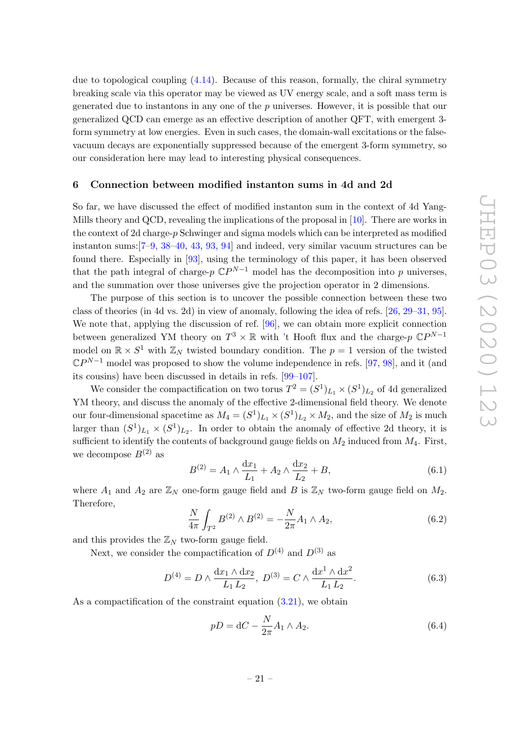due to topological coupling (4.14). Because of this reason, formally, the chiral symmetry breaking scale via this operator may be viewed as UV energy scale, and a soft mass term is generated due to instantons in any one of the $p$ universes. However, it is possible that our generalized QCD can emerge as an effective description of another QFT, with emergent 3-form symmetry at low energies. Even in such cases, the domain-wall excitations or the false-vacuum decays are exponentially suppressed because of the emergent 3-form symmetry, so our consideration here may lead to interesting physical consequences.

## 6 Connection between modified instanton sums in 4d and 2d

So far, we have discussed the effect of modified instanton sum in the context of 4d Yang-Mills theory and QCD, revealing the implications of the proposal in [10]. There are works in the context of 2d charge-$p$ Schwinger and sigma models which can be interpreted as modified instanton sums:[7–9, 38–40, 43, 93, 94] and indeed, very similar vacuum structures can be found there. Especially in [93], using the terminology of this paper, it has been observed that the path integral of charge-$p$ $\mathbb{C}P^{N-1}$ model has the decomposition into $p$ universes, and the summation over those universes give the projection operator in 2 dimensions.

The purpose of this section is to uncover the possible connection between these two class of theories (in 4d vs. 2d) in view of anomaly, following the idea of refs. [26, 29–31, 95]. We note that, applying the discussion of ref. [96], we can obtain more explicit connection between generalized YM theory on $T^3 \times \mathbb{R}$ with 't Hooft flux and the charge-$p$ $\mathbb{C}P^{N-1}$ model on $\mathbb{R} \times S^1$ with $\mathbb{Z}_N$ twisted boundary condition. The $p = 1$ version of the twisted $\mathbb{C}P^{N-1}$ model was proposed to show the volume independence in refs. [97, 98], and it (and its cousins) have been discussed in details in refs. [99–107].

We consider the compactification on two torus $T^2 = (S^1)_{L_1} \times (S^1)_{L_2}$ of 4d generalized YM theory, and discuss the anomaly of the effective 2-dimensional field theory. We denote our four-dimensional spacetime as $M_4 = (S^1)_{L_1} \times (S^1)_{L_2} \times M_2$, and the size of $M_2$ is much larger than $(S^1)_{L_1} \times (S^1)_{L_2}$. In order to obtain the anomaly of effective 2d theory, it is sufficient to identify the contents of background gauge fields on $M_2$ induced from $M_4$. First, we decompose $B^{(2)}$ as

$$B^{(2)} = A_1 \wedge \frac{\mathrm{d}x_1}{L_1} + A_2 \wedge \frac{\mathrm{d}x_2}{L_2} + B, \tag{6.1}$$

where $A_1$ and $A_2$ are $\mathbb{Z}_N$ one-form gauge field and $B$ is $\mathbb{Z}_N$ two-form gauge field on $M_2$. Therefore,

$$\frac{N}{4\pi}\int_{T^2} B^{(2)} \wedge B^{(2)} = -\frac{N}{2\pi} A_1 \wedge A_2, \tag{6.2}$$

and this provides the $\mathbb{Z}_N$ two-form gauge field.

Next, we consider the compactification of $D^{(4)}$ and $D^{(3)}$ as

$$D^{(4)} = D \wedge \frac{\mathrm{d}x_1 \wedge \mathrm{d}x_2}{L_1 L_2},\ D^{(3)} = C \wedge \frac{\mathrm{d}x^1 \wedge \mathrm{d}x^2}{L_1 L_2}. \tag{6.3}$$

As a compactification of the constraint equation (3.21), we obtain

$$pD = \mathrm{d}C - \frac{N}{2\pi} A_1 \wedge A_2. \tag{6.4}$$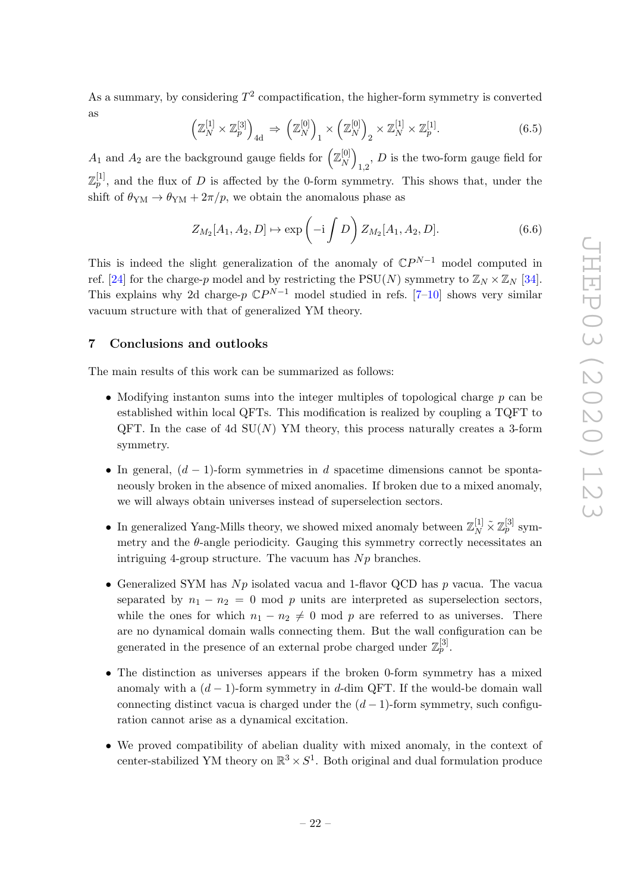As a summary, by considering $T^2$ compactification, the higher-form symmetry is converted as

$$\left(\mathbb{Z}_N^{[1]} \times \mathbb{Z}_p^{[3]}\right)_{4\mathrm{d}} \Rightarrow \left(\mathbb{Z}_N^{[0]}\right)_1 \times \left(\mathbb{Z}_N^{[0]}\right)_2 \times \mathbb{Z}_N^{[1]} \times \mathbb{Z}_p^{[1]}. \tag{6.5}$$

$A_1$ and $A_2$ are the background gauge fields for $\left(\mathbb{Z}_N^{[0]}\right)_{1,2}$, $D$ is the two-form gauge field for $\mathbb{Z}_p^{[1]}$, and the flux of $D$ is affected by the 0-form symmetry. This shows that, under the shift of $\theta_{\mathrm{YM}} \to \theta_{\mathrm{YM}} + 2\pi/p$, we obtain the anomalous phase as

$$Z_{M_2}[A_1, A_2, D] \mapsto \exp\left(-\mathrm{i}\int D\right) Z_{M_2}[A_1, A_2, D]. \tag{6.6}$$

This is indeed the slight generalization of the anomaly of $\mathbb{C}P^{N-1}$ model computed in ref. [24] for the charge-$p$ model and by restricting the $\mathrm{PSU}(N)$ symmetry to $\mathbb{Z}_N \times \mathbb{Z}_N$ [34]. This explains why 2d charge-$p$ $\mathbb{C}P^{N-1}$ model studied in refs. [7–10] shows very similar vacuum structure with that of generalized YM theory.

## 7 Conclusions and outlooks

The main results of this work can be summarized as follows:

- Modifying instanton sums into the integer multiples of topological charge $p$ can be established within local QFTs. This modification is realized by coupling a TQFT to QFT. In the case of 4d $\mathrm{SU}(N)$ YM theory, this process naturally creates a 3-form symmetry.
- In general, $(d-1)$-form symmetries in $d$ spacetime dimensions cannot be spontaneously broken in the absence of mixed anomalies. If broken due to a mixed anomaly, we will always obtain universes instead of superselection sectors.
- In generalized Yang-Mills theory, we showed mixed anomaly between $\mathbb{Z}_N^{[1]} \tilde{\times} \mathbb{Z}_p^{[3]}$ symmetry and the $\theta$-angle periodicity. Gauging this symmetry correctly necessitates an intriguing 4-group structure. The vacuum has $Np$ branches.
- Generalized SYM has $Np$ isolated vacua and 1-flavor QCD has $p$ vacua. The vacua separated by $n_1 - n_2 = 0 \bmod p$ units are interpreted as superselection sectors, while the ones for which $n_1 - n_2 \neq 0 \bmod p$ are referred to as universes. There are no dynamical domain walls connecting them. But the wall configuration can be generated in the presence of an external probe charged under $\mathbb{Z}_p^{[3]}$.
- The distinction as universes appears if the broken 0-form symmetry has a mixed anomaly with a $(d-1)$-form symmetry in $d$-dim QFT. If the would-be domain wall connecting distinct vacua is charged under the $(d-1)$-form symmetry, such configuration cannot arise as a dynamical excitation.
- We proved compatibility of abelian duality with mixed anomaly, in the context of center-stabilized YM theory on $\mathbb{R}^3 \times S^1$. Both original and dual formulation produce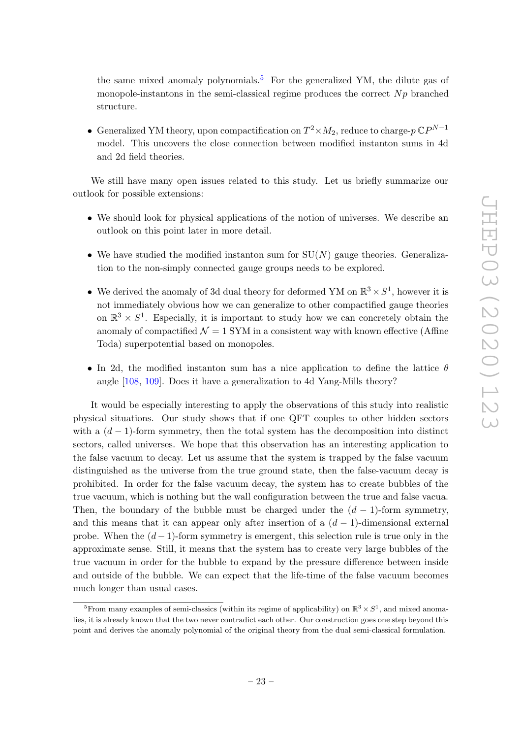the same mixed anomaly polynomials.[5] For the generalized YM, the dilute gas of monopole-instantons in the semi-classical regime produces the correct $Np$ branched structure.

- Generalized YM theory, upon compactification on $T^2 \times M_2$, reduce to charge-$p$ $\mathbb{C}P^{N-1}$ model. This uncovers the close connection between modified instanton sums in 4d and 2d field theories.

We still have many open issues related to this study. Let us briefly summarize our outlook for possible extensions:

- We should look for physical applications of the notion of universes. We describe an outlook on this point later in more detail.
- We have studied the modified instanton sum for $\mathrm{SU}(N)$ gauge theories. Generalization to the non-simply connected gauge groups needs to be explored.
- We derived the anomaly of 3d dual theory for deformed YM on $\mathbb{R}^3 \times S^1$, however it is not immediately obvious how we can generalize to other compactified gauge theories on $\mathbb{R}^3 \times S^1$. Especially, it is important to study how we can concretely obtain the anomaly of compactified $\mathcal{N} = 1$ SYM in a consistent way with known effective (Affine Toda) superpotential based on monopoles.
- In 2d, the modified instanton sum has a nice application to define the lattice $\theta$ angle [108, 109]. Does it have a generalization to 4d Yang-Mills theory?

It would be especially interesting to apply the observations of this study into realistic physical situations. Our study shows that if one QFT couples to other hidden sectors with a $(d-1)$-form symmetry, then the total system has the decomposition into distinct sectors, called universes. We hope that this observation has an interesting application to the false vacuum to decay. Let us assume that the system is trapped by the false vacuum distinguished as the universe from the true ground state, then the false-vacuum decay is prohibited. In order for the false vacuum decay, the system has to create bubbles of the true vacuum, which is nothing but the wall configuration between the true and false vacua. Then, the boundary of the bubble must be charged under the $(d-1)$-form symmetry, and this means that it can appear only after insertion of a $(d-1)$-dimensional external probe. When the $(d-1)$-form symmetry is emergent, this selection rule is true only in the approximate sense. Still, it means that the system has to create very large bubbles of the true vacuum in order for the bubble to expand by the pressure difference between inside and outside of the bubble. We can expect that the life-time of the false vacuum becomes much longer than usual cases.

[5] From many examples of semi-classics (within its regime of applicability) on $\mathbb{R}^3 \times S^1$, and mixed anomalies, it is already known that the two never contradict each other. Our construction goes one step beyond this point and derives the anomaly polynomial of the original theory from the dual semi-classical formulation.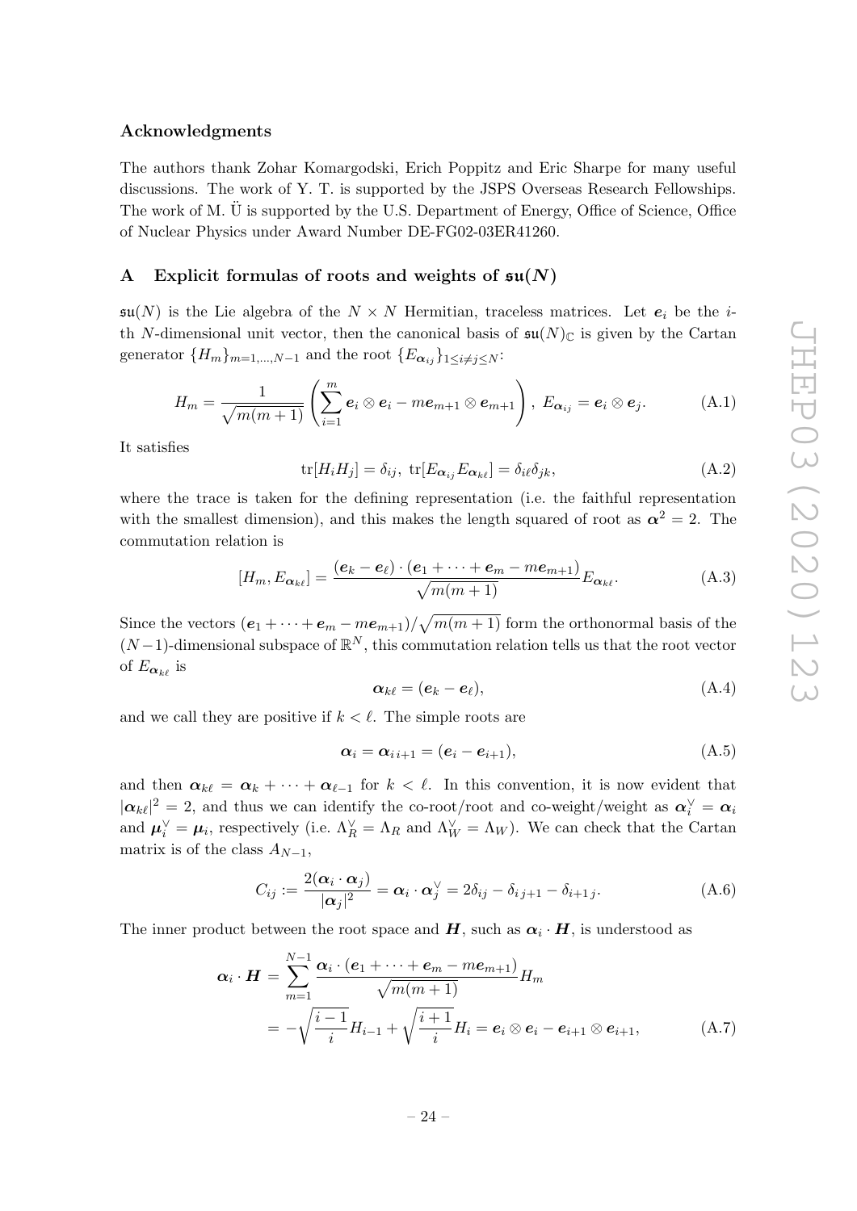## Acknowledgments

The authors thank Zohar Komargodski, Erich Poppitz and Eric Sharpe for many useful discussions. The work of Y. T. is supported by the JSPS Overseas Research Fellowships. The work of M. Ü is supported by the U.S. Department of Energy, Office of Science, Office of Nuclear Physics under Award Number DE-FG02-03ER41260.

## A Explicit formulas of roots and weights of $\mathfrak{su}(N)$

$\mathfrak{su}(N)$ is the Lie algebra of the $N \times N$ Hermitian, traceless matrices. Let $\boldsymbol{e}_i$ be the $i$-th $N$-dimensional unit vector, then the canonical basis of $\mathfrak{su}(N)_{\mathbb{C}}$ is given by the Cartan generator $\{H_m\}_{m=1,\dots,N-1}$ and the root $\{E_{\boldsymbol{\alpha}_{ij}}\}_{1\le i\neq j\le N}$:

$$H_m = \frac{1}{\sqrt{m(m+1)}}\left(\sum_{i=1}^{m}\boldsymbol{e}_i\otimes\boldsymbol{e}_i - m\boldsymbol{e}_{m+1}\otimes\boldsymbol{e}_{m+1}\right),\ E_{\boldsymbol{\alpha}_{ij}} = \boldsymbol{e}_i\otimes\boldsymbol{e}_j. \tag{A.1}$$

It satisfies

$$\mathrm{tr}[H_iH_j] = \delta_{ij},\ \mathrm{tr}[E_{\boldsymbol{\alpha}_{ij}}E_{\boldsymbol{\alpha}_{k\ell}}] = \delta_{i\ell}\delta_{jk}, \tag{A.2}$$

where the trace is taken for the defining representation (i.e. the faithful representation with the smallest dimension), and this makes the length squared of root as $\boldsymbol{\alpha}^2 = 2$. The commutation relation is

$$[H_m, E_{\boldsymbol{\alpha}_{k\ell}}] = \frac{(\boldsymbol{e}_k - \boldsymbol{e}_\ell)\cdot(\boldsymbol{e}_1+\dots+\boldsymbol{e}_m - m\boldsymbol{e}_{m+1})}{\sqrt{m(m+1)}}E_{\boldsymbol{\alpha}_{k\ell}}. \tag{A.3}$$

Since the vectors $(\boldsymbol{e}_1+\dots+\boldsymbol{e}_m - m\boldsymbol{e}_{m+1})/\sqrt{m(m+1)}$ form the orthonormal basis of the $(N-1)$-dimensional subspace of $\mathbb{R}^N$, this commutation relation tells us that the root vector of $E_{\boldsymbol{\alpha}_{k\ell}}$ is

$$\boldsymbol{\alpha}_{k\ell} = (\boldsymbol{e}_k - \boldsymbol{e}_\ell), \tag{A.4}$$

and we call they are positive if $k<\ell$. The simple roots are

$$\boldsymbol{\alpha}_i = \boldsymbol{\alpha}_{i\,i+1} = (\boldsymbol{e}_i - \boldsymbol{e}_{i+1}), \tag{A.5}$$

and then $\boldsymbol{\alpha}_{k\ell} = \boldsymbol{\alpha}_k + \dots + \boldsymbol{\alpha}_{\ell-1}$ for $k<\ell$. In this convention, it is now evident that $|\boldsymbol{\alpha}_{k\ell}|^2 = 2$, and thus we can identify the co-root/root and co-weight/weight as $\boldsymbol{\alpha}_i^\vee = \boldsymbol{\alpha}_i$ and $\boldsymbol{\mu}_i^\vee = \boldsymbol{\mu}_i$, respectively (i.e. $\Lambda_R^\vee = \Lambda_R$ and $\Lambda_W^\vee = \Lambda_W$). We can check that the Cartan matrix is of the class $A_{N-1}$,

$$C_{ij} := \frac{2(\boldsymbol{\alpha}_i\cdot\boldsymbol{\alpha}_j)}{|\boldsymbol{\alpha}_j|^2} = \boldsymbol{\alpha}_i\cdot\boldsymbol{\alpha}_j^\vee = 2\delta_{ij} - \delta_{i\,j+1} - \delta_{i+1\,j}. \tag{A.6}$$

The inner product between the root space and $\boldsymbol{H}$, such as $\boldsymbol{\alpha}_i\cdot\boldsymbol{H}$, is understood as

$$\begin{aligned}\boldsymbol{\alpha}_i\cdot\boldsymbol{H} &= \sum_{m=1}^{N-1}\frac{\boldsymbol{\alpha}_i\cdot(\boldsymbol{e}_1+\dots+\boldsymbol{e}_m - m\boldsymbol{e}_{m+1})}{\sqrt{m(m+1)}}H_m\\ &= -\sqrt{\frac{i-1}{i}}H_{i-1} + \sqrt{\frac{i+1}{i}}H_i = \boldsymbol{e}_i\otimes\boldsymbol{e}_i - \boldsymbol{e}_{i+1}\otimes\boldsymbol{e}_{i+1},\end{aligned} \tag{A.7}$$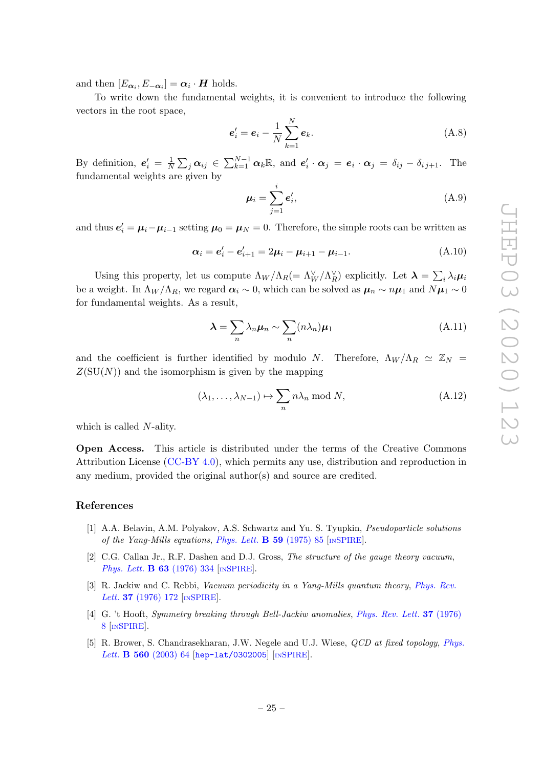and then $[E_{\boldsymbol{\alpha}_i}, E_{-\boldsymbol{\alpha}_i}] = \boldsymbol{\alpha}_i \cdot \boldsymbol{H}$ holds.

To write down the fundamental weights, it is convenient to introduce the following vectors in the root space,

$$\boldsymbol{e}'_i = \boldsymbol{e}_i - \frac{1}{N}\sum_{k=1}^{N} \boldsymbol{e}_k. \tag{A.8}$$

By definition, $\boldsymbol{e}'_i = \frac{1}{N}\sum_j \boldsymbol{\alpha}_{ij} \in \sum_{k=1}^{N-1} \boldsymbol{\alpha}_k \mathbb{R}$, and $\boldsymbol{e}'_i \cdot \boldsymbol{\alpha}_j = \boldsymbol{e}_i \cdot \boldsymbol{\alpha}_j = \delta_{ij} - \delta_{i\, j+1}$. The fundamental weights are given by

$$\boldsymbol{\mu}_i = \sum_{j=1}^{i} \boldsymbol{e}'_i, \tag{A.9}$$

and thus $\boldsymbol{e}'_i = \boldsymbol{\mu}_i - \boldsymbol{\mu}_{i-1}$ setting $\boldsymbol{\mu}_0 = \boldsymbol{\mu}_N = 0$. Therefore, the simple roots can be written as

$$\boldsymbol{\alpha}_i = \boldsymbol{e}'_i - \boldsymbol{e}'_{i+1} = 2\boldsymbol{\mu}_i - \boldsymbol{\mu}_{i+1} - \boldsymbol{\mu}_{i-1}. \tag{A.10}$$

Using this property, let us compute $\Lambda_W/\Lambda_R (= \Lambda_W^\vee/\Lambda_R^\vee)$ explicitly. Let $\boldsymbol{\lambda} = \sum_i \lambda_i \boldsymbol{\mu}_i$ be a weight. In $\Lambda_W/\Lambda_R$, we regard $\boldsymbol{\alpha}_i \sim 0$, which can be solved as $\boldsymbol{\mu}_n \sim n\boldsymbol{\mu}_1$ and $N\boldsymbol{\mu}_1 \sim 0$ for fundamental weights. As a result,

$$\boldsymbol{\lambda} = \sum_n \lambda_n \boldsymbol{\mu}_n \sim \sum_n (n\lambda_n)\boldsymbol{\mu}_1 \tag{A.11}$$

and the coefficient is further identified by modulo $N$. Therefore, $\Lambda_W/\Lambda_R \simeq \mathbb{Z}_N = Z(\mathrm{SU}(N))$ and the isomorphism is given by the mapping

$$(\lambda_1, \ldots, \lambda_{N-1}) \mapsto \sum_n n\lambda_n \bmod N, \tag{A.12}$$

which is called $N$-ality.

**Open Access.** This article is distributed under the terms of the Creative Commons Attribution License (CC-BY 4.0), which permits any use, distribution and reproduction in any medium, provided the original author(s) and source are credited.

## References

[1] A.A. Belavin, A.M. Polyakov, A.S. Schwartz and Yu. S. Tyupkin, *Pseudoparticle solutions of the Yang-Mills equations*, Phys. Lett. **B 59** (1975) 85 [INSPIRE].

[2] C.G. Callan Jr., R.F. Dashen and D.J. Gross, *The structure of the gauge theory vacuum*, Phys. Lett. **B 63** (1976) 334 [INSPIRE].

[3] R. Jackiw and C. Rebbi, *Vacuum periodicity in a Yang-Mills quantum theory*, Phys. Rev. Lett. **37** (1976) 172 [INSPIRE].

[4] G. 't Hooft, *Symmetry breaking through Bell-Jackiw anomalies*, Phys. Rev. Lett. **37** (1976) 8 [INSPIRE].

[5] R. Brower, S. Chandrasekharan, J.W. Negele and U.J. Wiese, *QCD at fixed topology*, Phys. Lett. **B 560** (2003) 64 [hep-lat/0302005] [INSPIRE].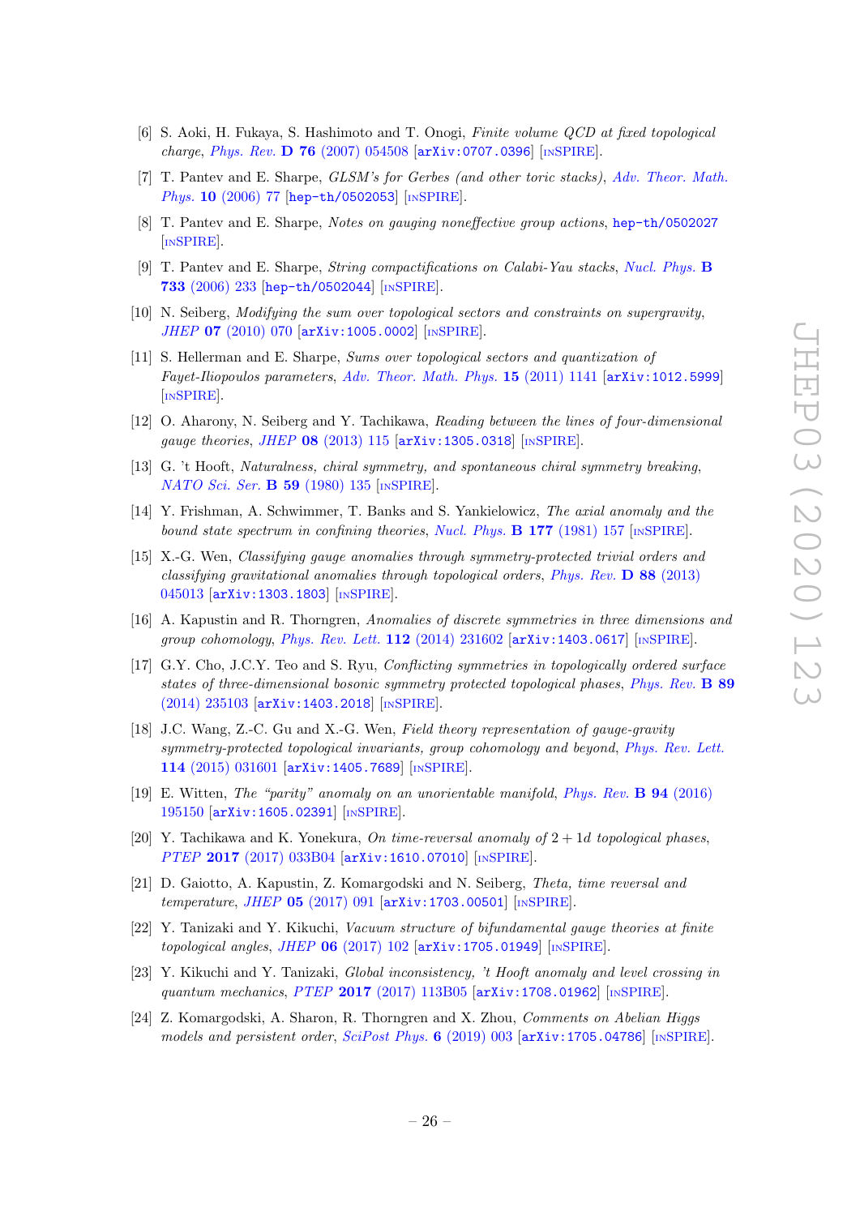- [6] S. Aoki, H. Fukaya, S. Hashimoto and T. Onogi, *Finite volume QCD at fixed topological charge*, *Phys. Rev.* **D 76** (2007) 054508 [arXiv:0707.0396] [INSPIRE].
- [7] T. Pantev and E. Sharpe, *GLSM's for Gerbes (and other toric stacks)*, *Adv. Theor. Math. Phys.* **10** (2006) 77 [hep-th/0502053] [INSPIRE].
- [8] T. Pantev and E. Sharpe, *Notes on gauging noneffective group actions*, hep-th/0502027 [INSPIRE].
- [9] T. Pantev and E. Sharpe, *String compactifications on Calabi-Yau stacks*, *Nucl. Phys.* **B 733** (2006) 233 [hep-th/0502044] [INSPIRE].
- [10] N. Seiberg, *Modifying the sum over topological sectors and constraints on supergravity*, *JHEP* **07** (2010) 070 [arXiv:1005.0002] [INSPIRE].
- [11] S. Hellerman and E. Sharpe, *Sums over topological sectors and quantization of Fayet-Iliopoulos parameters*, *Adv. Theor. Math. Phys.* **15** (2011) 1141 [arXiv:1012.5999] [INSPIRE].
- [12] O. Aharony, N. Seiberg and Y. Tachikawa, *Reading between the lines of four-dimensional gauge theories*, *JHEP* **08** (2013) 115 [arXiv:1305.0318] [INSPIRE].
- [13] G. 't Hooft, *Naturalness, chiral symmetry, and spontaneous chiral symmetry breaking*, *NATO Sci. Ser.* **B 59** (1980) 135 [INSPIRE].
- [14] Y. Frishman, A. Schwimmer, T. Banks and S. Yankielowicz, *The axial anomaly and the bound state spectrum in confining theories*, *Nucl. Phys.* **B 177** (1981) 157 [INSPIRE].
- [15] X.-G. Wen, *Classifying gauge anomalies through symmetry-protected trivial orders and classifying gravitational anomalies through topological orders*, *Phys. Rev.* **D 88** (2013) 045013 [arXiv:1303.1803] [INSPIRE].
- [16] A. Kapustin and R. Thorngren, *Anomalies of discrete symmetries in three dimensions and group cohomology*, *Phys. Rev. Lett.* **112** (2014) 231602 [arXiv:1403.0617] [INSPIRE].
- [17] G.Y. Cho, J.C.Y. Teo and S. Ryu, *Conflicting symmetries in topologically ordered surface states of three-dimensional bosonic symmetry protected topological phases*, *Phys. Rev.* **B 89** (2014) 235103 [arXiv:1403.2018] [INSPIRE].
- [18] J.C. Wang, Z.-C. Gu and X.-G. Wen, *Field theory representation of gauge-gravity symmetry-protected topological invariants, group cohomology and beyond*, *Phys. Rev. Lett.* **114** (2015) 031601 [arXiv:1405.7689] [INSPIRE].
- [19] E. Witten, *The "parity" anomaly on an unorientable manifold*, *Phys. Rev.* **B 94** (2016) 195150 [arXiv:1605.02391] [INSPIRE].
- [20] Y. Tachikawa and K. Yonekura, *On time-reversal anomaly of* $2+1$d *topological phases*, *PTEP* **2017** (2017) 033B04 [arXiv:1610.07010] [INSPIRE].
- [21] D. Gaiotto, A. Kapustin, Z. Komargodski and N. Seiberg, *Theta, time reversal and temperature*, *JHEP* **05** (2017) 091 [arXiv:1703.00501] [INSPIRE].
- [22] Y. Tanizaki and Y. Kikuchi, *Vacuum structure of bifundamental gauge theories at finite topological angles*, *JHEP* **06** (2017) 102 [arXiv:1705.01949] [INSPIRE].
- [23] Y. Kikuchi and Y. Tanizaki, *Global inconsistency, 't Hooft anomaly and level crossing in quantum mechanics*, *PTEP* **2017** (2017) 113B05 [arXiv:1708.01962] [INSPIRE].
- [24] Z. Komargodski, A. Sharon, R. Thorngren and X. Zhou, *Comments on Abelian Higgs models and persistent order*, *SciPost Phys.* **6** (2019) 003 [arXiv:1705.04786] [INSPIRE].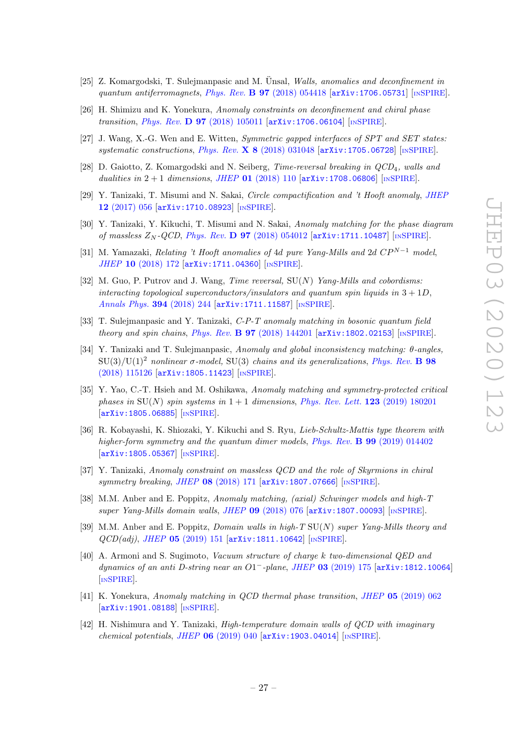[25] Z. Komargodski, T. Sulejmanpasic and M. Ünsal, *Walls, anomalies and deconfinement in quantum antiferromagnets*, Phys. Rev. **B 97** (2018) 054418 [arXiv:1706.05731] [INSPIRE].

[26] H. Shimizu and K. Yonekura, *Anomaly constraints on deconfinement and chiral phase transition*, Phys. Rev. **D 97** (2018) 105011 [arXiv:1706.06104] [INSPIRE].

[27] J. Wang, X.-G. Wen and E. Witten, *Symmetric gapped interfaces of SPT and SET states: systematic constructions*, Phys. Rev. **X 8** (2018) 031048 [arXiv:1705.06728] [INSPIRE].

[28] D. Gaiotto, Z. Komargodski and N. Seiberg, *Time-reversal breaking in QCD$_4$, walls and dualities in $2+1$ dimensions*, JHEP **01** (2018) 110 [arXiv:1708.06806] [INSPIRE].

[29] Y. Tanizaki, T. Misumi and N. Sakai, *Circle compactification and 't Hooft anomaly*, JHEP **12** (2017) 056 [arXiv:1710.08923] [INSPIRE].

[30] Y. Tanizaki, Y. Kikuchi, T. Misumi and N. Sakai, *Anomaly matching for the phase diagram of massless $Z_N$-QCD*, Phys. Rev. **D 97** (2018) 054012 [arXiv:1711.10487] [INSPIRE].

[31] M. Yamazaki, *Relating 't Hooft anomalies of 4d pure Yang-Mills and 2d $CP^{N-1}$ model*, JHEP **10** (2018) 172 [arXiv:1711.04360] [INSPIRE].

[32] M. Guo, P. Putrov and J. Wang, *Time reversal,* SU($N$) *Yang-Mills and cobordisms: interacting topological superconductors/insulators and quantum spin liquids in $3+1D$*, Annals Phys. **394** (2018) 244 [arXiv:1711.11587] [INSPIRE].

[33] T. Sulejmanpasic and Y. Tanizaki, *C-P-T anomaly matching in bosonic quantum field theory and spin chains*, Phys. Rev. **B 97** (2018) 144201 [arXiv:1802.02153] [INSPIRE].

[34] Y. Tanizaki and T. Sulejmanpasic, *Anomaly and global inconsistency matching: θ-angles,* $\mathrm{SU}(3)/\mathrm{U}(1)^2$ *nonlinear σ-model,* SU(3) *chains and its generalizations*, Phys. Rev. **B 98** (2018) 115126 [arXiv:1805.11423] [INSPIRE].

[35] Y. Yao, C.-T. Hsieh and M. Oshikawa, *Anomaly matching and symmetry-protected critical phases in* SU($N$) *spin systems in $1+1$ dimensions*, Phys. Rev. Lett. **123** (2019) 180201 [arXiv:1805.06885] [INSPIRE].

[36] R. Kobayashi, K. Shiozaki, Y. Kikuchi and S. Ryu, *Lieb-Schultz-Mattis type theorem with higher-form symmetry and the quantum dimer models*, Phys. Rev. **B 99** (2019) 014402 [arXiv:1805.05367] [INSPIRE].

[37] Y. Tanizaki, *Anomaly constraint on massless QCD and the role of Skyrmions in chiral symmetry breaking*, JHEP **08** (2018) 171 [arXiv:1807.07666] [INSPIRE].

[38] M.M. Anber and E. Poppitz, *Anomaly matching, (axial) Schwinger models and high-T super Yang-Mills domain walls*, JHEP **09** (2018) 076 [arXiv:1807.00093] [INSPIRE].

[39] M.M. Anber and E. Poppitz, *Domain walls in high-T* SU($N$) *super Yang-Mills theory and QCD(adj)*, JHEP **05** (2019) 151 [arXiv:1811.10642] [INSPIRE].

[40] A. Armoni and S. Sugimoto, *Vacuum structure of charge k two-dimensional QED and dynamics of an anti D-string near an $O1^-$-plane*, JHEP **03** (2019) 175 [arXiv:1812.10064] [INSPIRE].

[41] K. Yonekura, *Anomaly matching in QCD thermal phase transition*, JHEP **05** (2019) 062 [arXiv:1901.08188] [INSPIRE].

[42] H. Nishimura and Y. Tanizaki, *High-temperature domain walls of QCD with imaginary chemical potentials*, JHEP **06** (2019) 040 [arXiv:1903.04014] [INSPIRE].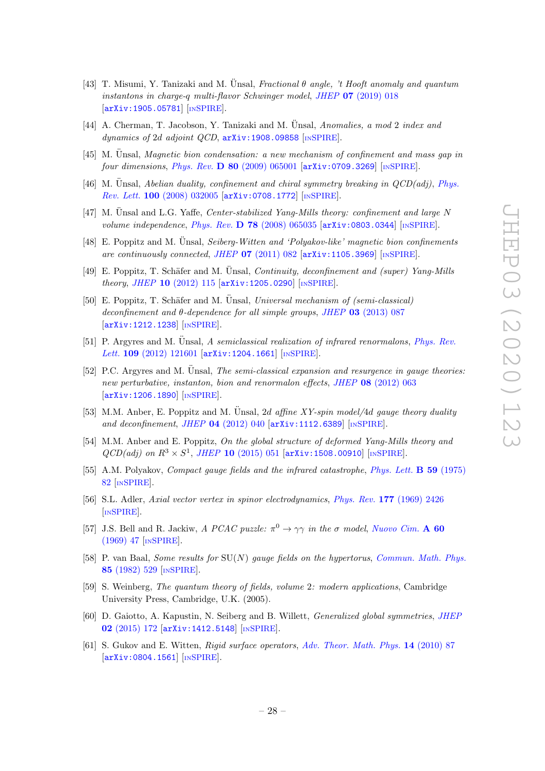[43] T. Misumi, Y. Tanizaki and M. Ünsal, *Fractional θ angle, 't Hooft anomaly and quantum instantons in charge-q multi-flavor Schwinger model*, JHEP **07** (2019) 018 [arXiv:1905.05781] [INSPIRE].

[44] A. Cherman, T. Jacobson, Y. Tanizaki and M. Ünsal, *Anomalies, a mod 2 index and dynamics of 2d adjoint QCD*, arXiv:1908.09858 [INSPIRE].

[45] M. Ünsal, *Magnetic bion condensation: a new mechanism of confinement and mass gap in four dimensions*, Phys. Rev. **D 80** (2009) 065001 [arXiv:0709.3269] [INSPIRE].

[46] M. Ünsal, *Abelian duality, confinement and chiral symmetry breaking in QCD(adj)*, Phys. Rev. Lett. **100** (2008) 032005 [arXiv:0708.1772] [INSPIRE].

[47] M. Ünsal and L.G. Yaffe, *Center-stabilized Yang-Mills theory: confinement and large N volume independence*, Phys. Rev. **D 78** (2008) 065035 [arXiv:0803.0344] [INSPIRE].

[48] E. Poppitz and M. Ünsal, *Seiberg-Witten and 'Polyakov-like' magnetic bion confinements are continuously connected*, JHEP **07** (2011) 082 [arXiv:1105.3969] [INSPIRE].

[49] E. Poppitz, T. Schäfer and M. Ünsal, *Continuity, deconfinement and (super) Yang-Mills theory*, JHEP **10** (2012) 115 [arXiv:1205.0290] [INSPIRE].

[50] E. Poppitz, T. Schäfer and M. Ünsal, *Universal mechanism of (semi-classical) deconfinement and θ-dependence for all simple groups*, JHEP **03** (2013) 087 [arXiv:1212.1238] [INSPIRE].

[51] P. Argyres and M. Ünsal, *A semiclassical realization of infrared renormalons*, Phys. Rev. Lett. **109** (2012) 121601 [arXiv:1204.1661] [INSPIRE].

[52] P.C. Argyres and M. Ünsal, *The semi-classical expansion and resurgence in gauge theories: new perturbative, instanton, bion and renormalon effects*, JHEP **08** (2012) 063 [arXiv:1206.1890] [INSPIRE].

[53] M.M. Anber, E. Poppitz and M. Ünsal, *2d affine XY-spin model/4d gauge theory duality and deconfinement*, JHEP **04** (2012) 040 [arXiv:1112.6389] [INSPIRE].

[54] M.M. Anber and E. Poppitz, *On the global structure of deformed Yang-Mills theory and QCD(adj) on* $R^3 \times S^1$, JHEP **10** (2015) 051 [arXiv:1508.00910] [INSPIRE].

[55] A.M. Polyakov, *Compact gauge fields and the infrared catastrophe*, Phys. Lett. **B 59** (1975) 82 [INSPIRE].

[56] S.L. Adler, *Axial vector vertex in spinor electrodynamics*, Phys. Rev. **177** (1969) 2426 [INSPIRE].

[57] J.S. Bell and R. Jackiw, *A PCAC puzzle:* $\pi^0 \to \gamma\gamma$ *in the σ model*, Nuovo Cim. **A 60** (1969) 47 [INSPIRE].

[58] P. van Baal, *Some results for* SU($N$) *gauge fields on the hypertorus*, Commun. Math. Phys. **85** (1982) 529 [INSPIRE].

[59] S. Weinberg, *The quantum theory of fields, volume 2: modern applications*, Cambridge University Press, Cambridge, U.K. (2005).

[60] D. Gaiotto, A. Kapustin, N. Seiberg and B. Willett, *Generalized global symmetries*, JHEP **02** (2015) 172 [arXiv:1412.5148] [INSPIRE].

[61] S. Gukov and E. Witten, *Rigid surface operators*, Adv. Theor. Math. Phys. **14** (2010) 87 [arXiv:0804.1561] [INSPIRE].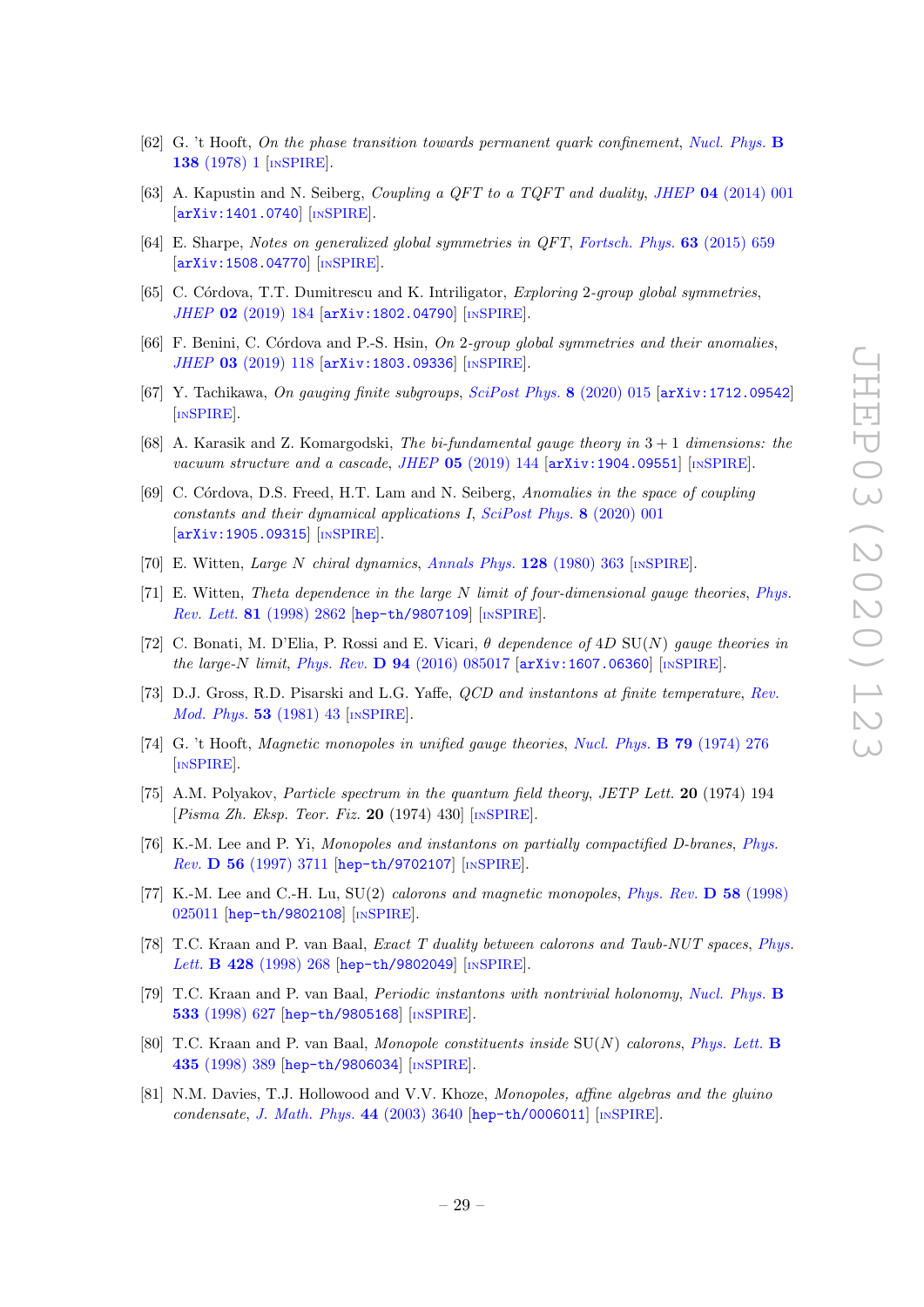[62] G. 't Hooft, *On the phase transition towards permanent quark confinement*, Nucl. Phys. **B 138** (1978) 1 [INSPIRE].

[63] A. Kapustin and N. Seiberg, *Coupling a QFT to a TQFT and duality*, JHEP **04** (2014) 001 [arXiv:1401.0740] [INSPIRE].

[64] E. Sharpe, *Notes on generalized global symmetries in QFT*, Fortsch. Phys. **63** (2015) 659 [arXiv:1508.04770] [INSPIRE].

[65] C. Córdova, T.T. Dumitrescu and K. Intriligator, *Exploring 2-group global symmetries*, JHEP **02** (2019) 184 [arXiv:1802.04790] [INSPIRE].

[66] F. Benini, C. Córdova and P.-S. Hsin, *On 2-group global symmetries and their anomalies*, JHEP **03** (2019) 118 [arXiv:1803.09336] [INSPIRE].

[67] Y. Tachikawa, *On gauging finite subgroups*, SciPost Phys. **8** (2020) 015 [arXiv:1712.09542] [INSPIRE].

[68] A. Karasik and Z. Komargodski, *The bi-fundamental gauge theory in* $3+1$ *dimensions: the vacuum structure and a cascade*, JHEP **05** (2019) 144 [arXiv:1904.09551] [INSPIRE].

[69] C. Córdova, D.S. Freed, H.T. Lam and N. Seiberg, *Anomalies in the space of coupling constants and their dynamical applications I*, SciPost Phys. **8** (2020) 001 [arXiv:1905.09315] [INSPIRE].

[70] E. Witten, *Large* $N$ *chiral dynamics*, Annals Phys. **128** (1980) 363 [INSPIRE].

[71] E. Witten, *Theta dependence in the large* $N$ *limit of four-dimensional gauge theories*, Phys. Rev. Lett. **81** (1998) 2862 [hep-th/9807109] [INSPIRE].

[72] C. Bonati, M. D'Elia, P. Rossi and E. Vicari, $\theta$ *dependence of* 4D SU$(N)$ *gauge theories in the large-*$N$ *limit*, Phys. Rev. **D 94** (2016) 085017 [arXiv:1607.06360] [INSPIRE].

[73] D.J. Gross, R.D. Pisarski and L.G. Yaffe, *QCD and instantons at finite temperature*, Rev. Mod. Phys. **53** (1981) 43 [INSPIRE].

[74] G. 't Hooft, *Magnetic monopoles in unified gauge theories*, Nucl. Phys. **B 79** (1974) 276 [INSPIRE].

[75] A.M. Polyakov, *Particle spectrum in the quantum field theory*, JETP Lett. **20** (1974) 194 [*Pisma Zh. Eksp. Teor. Fiz.* **20** (1974) 430] [INSPIRE].

[76] K.-M. Lee and P. Yi, *Monopoles and instantons on partially compactified D-branes*, Phys. Rev. **D 56** (1997) 3711 [hep-th/9702107] [INSPIRE].

[77] K.-M. Lee and C.-H. Lu, SU(2) *calorons and magnetic monopoles*, Phys. Rev. **D 58** (1998) 025011 [hep-th/9802108] [INSPIRE].

[78] T.C. Kraan and P. van Baal, *Exact T duality between calorons and Taub-NUT spaces*, Phys. Lett. **B 428** (1998) 268 [hep-th/9802049] [INSPIRE].

[79] T.C. Kraan and P. van Baal, *Periodic instantons with nontrivial holonomy*, Nucl. Phys. **B 533** (1998) 627 [hep-th/9805168] [INSPIRE].

[80] T.C. Kraan and P. van Baal, *Monopole constituents inside* SU$(N)$ *calorons*, Phys. Lett. **B 435** (1998) 389 [hep-th/9806034] [INSPIRE].

[81] N.M. Davies, T.J. Hollowood and V.V. Khoze, *Monopoles, affine algebras and the gluino condensate*, J. Math. Phys. **44** (2003) 3640 [hep-th/0006011] [INSPIRE].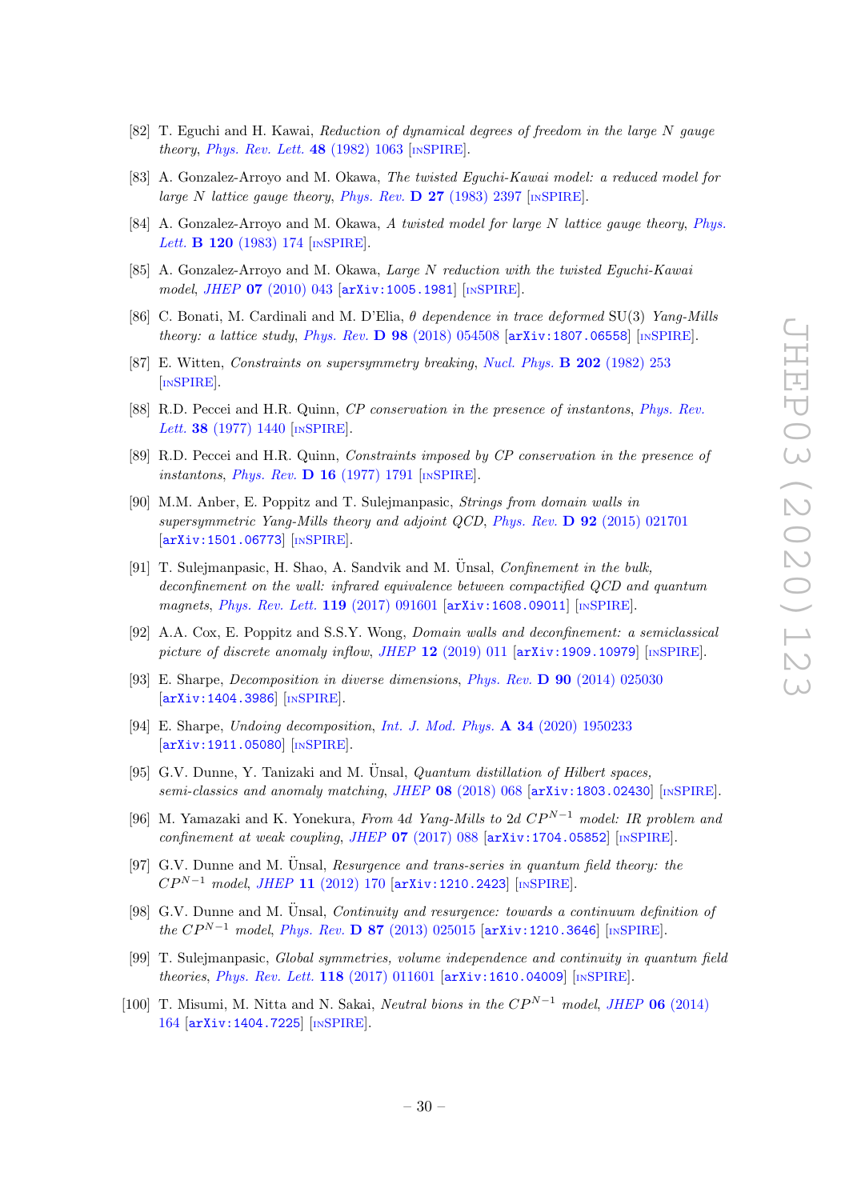[82] T. Eguchi and H. Kawai, *Reduction of dynamical degrees of freedom in the large N gauge theory*, Phys. Rev. Lett. **48** (1982) 1063 [INSPIRE].

[83] A. Gonzalez-Arroyo and M. Okawa, *The twisted Eguchi-Kawai model: a reduced model for large N lattice gauge theory*, Phys. Rev. **D 27** (1983) 2397 [INSPIRE].

[84] A. Gonzalez-Arroyo and M. Okawa, *A twisted model for large N lattice gauge theory*, Phys. Lett. **B 120** (1983) 174 [INSPIRE].

[85] A. Gonzalez-Arroyo and M. Okawa, *Large N reduction with the twisted Eguchi-Kawai model*, JHEP **07** (2010) 043 [arXiv:1005.1981] [INSPIRE].

[86] C. Bonati, M. Cardinali and M. D'Elia, *$\theta$ dependence in trace deformed* SU(3) *Yang-Mills theory: a lattice study*, Phys. Rev. **D 98** (2018) 054508 [arXiv:1807.06558] [INSPIRE].

[87] E. Witten, *Constraints on supersymmetry breaking*, Nucl. Phys. **B 202** (1982) 253 [INSPIRE].

[88] R.D. Peccei and H.R. Quinn, *CP conservation in the presence of instantons*, Phys. Rev. Lett. **38** (1977) 1440 [INSPIRE].

[89] R.D. Peccei and H.R. Quinn, *Constraints imposed by CP conservation in the presence of instantons*, Phys. Rev. **D 16** (1977) 1791 [INSPIRE].

[90] M.M. Anber, E. Poppitz and T. Sulejmanpasic, *Strings from domain walls in supersymmetric Yang-Mills theory and adjoint QCD*, Phys. Rev. **D 92** (2015) 021701 [arXiv:1501.06773] [INSPIRE].

[91] T. Sulejmanpasic, H. Shao, A. Sandvik and M. Ünsal, *Confinement in the bulk, deconfinement on the wall: infrared equivalence between compactified QCD and quantum magnets*, Phys. Rev. Lett. **119** (2017) 091601 [arXiv:1608.09011] [INSPIRE].

[92] A.A. Cox, E. Poppitz and S.S.Y. Wong, *Domain walls and deconfinement: a semiclassical picture of discrete anomaly inflow*, JHEP **12** (2019) 011 [arXiv:1909.10979] [INSPIRE].

[93] E. Sharpe, *Decomposition in diverse dimensions*, Phys. Rev. **D 90** (2014) 025030 [arXiv:1404.3986] [INSPIRE].

[94] E. Sharpe, *Undoing decomposition*, Int. J. Mod. Phys. **A 34** (2020) 1950233 [arXiv:1911.05080] [INSPIRE].

[95] G.V. Dunne, Y. Tanizaki and M. Ünsal, *Quantum distillation of Hilbert spaces, semi-classics and anomaly matching*, JHEP **08** (2018) 068 [arXiv:1803.02430] [INSPIRE].

[96] M. Yamazaki and K. Yonekura, *From 4d Yang-Mills to 2d $CP^{N-1}$ model: IR problem and confinement at weak coupling*, JHEP **07** (2017) 088 [arXiv:1704.05852] [INSPIRE].

[97] G.V. Dunne and M. Ünsal, *Resurgence and trans-series in quantum field theory: the $CP^{N-1}$ model*, JHEP **11** (2012) 170 [arXiv:1210.2423] [INSPIRE].

[98] G.V. Dunne and M. Ünsal, *Continuity and resurgence: towards a continuum definition of the $CP^{N-1}$ model*, Phys. Rev. **D 87** (2013) 025015 [arXiv:1210.3646] [INSPIRE].

[99] T. Sulejmanpasic, *Global symmetries, volume independence and continuity in quantum field theories*, Phys. Rev. Lett. **118** (2017) 011601 [arXiv:1610.04009] [INSPIRE].

[100] T. Misumi, M. Nitta and N. Sakai, *Neutral bions in the $CP^{N-1}$ model*, JHEP **06** (2014) 164 [arXiv:1404.7225] [INSPIRE].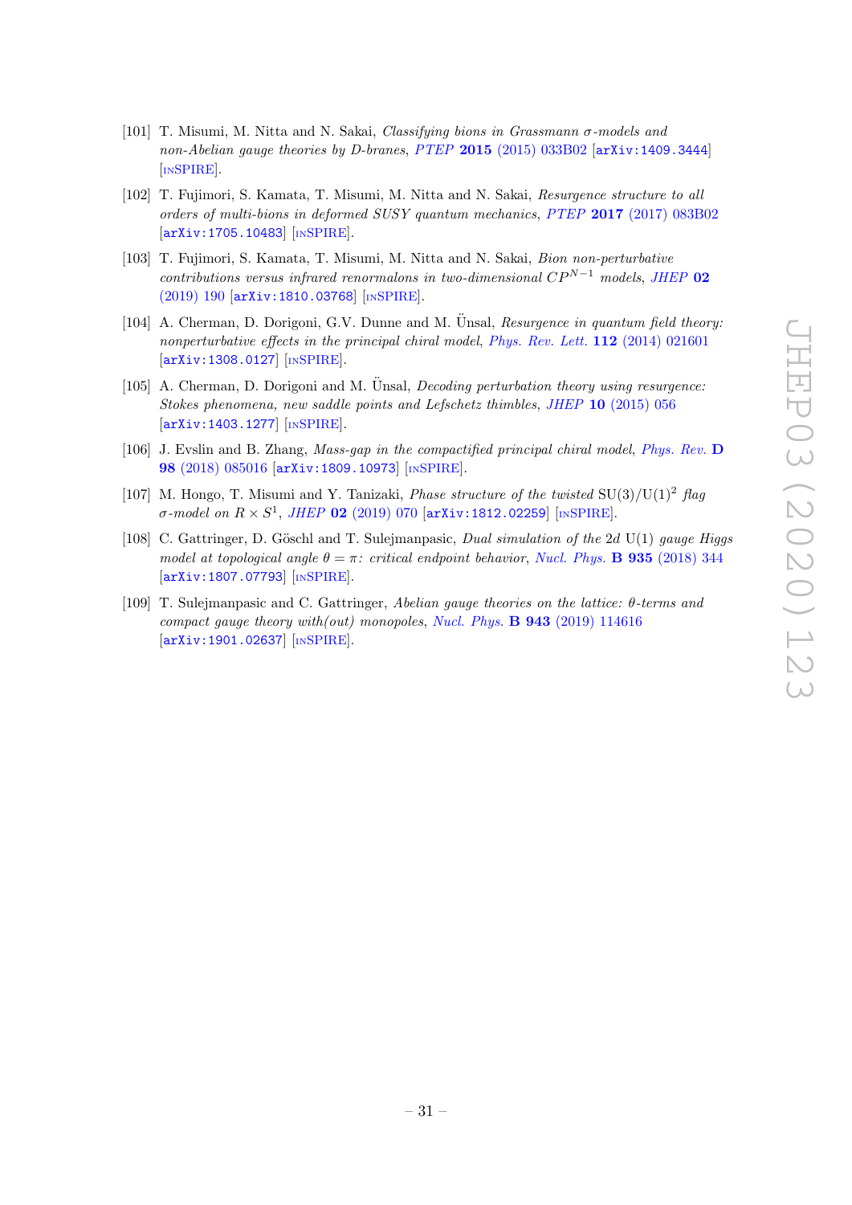[101] T. Misumi, M. Nitta and N. Sakai, *Classifying bions in Grassmann σ-models and non-Abelian gauge theories by D-branes*, *PTEP* **2015** (2015) 033B02 [arXiv:1409.3444] [INSPIRE].

[102] T. Fujimori, S. Kamata, T. Misumi, M. Nitta and N. Sakai, *Resurgence structure to all orders of multi-bions in deformed SUSY quantum mechanics*, *PTEP* **2017** (2017) 083B02 [arXiv:1705.10483] [INSPIRE].

[103] T. Fujimori, S. Kamata, T. Misumi, M. Nitta and N. Sakai, *Bion non-perturbative contributions versus infrared renormalons in two-dimensional $CP^{N-1}$ models*, *JHEP* **02** (2019) 190 [arXiv:1810.03768] [INSPIRE].

[104] A. Cherman, D. Dorigoni, G.V. Dunne and M. Ünsal, *Resurgence in quantum field theory: nonperturbative effects in the principal chiral model*, *Phys. Rev. Lett.* **112** (2014) 021601 [arXiv:1308.0127] [INSPIRE].

[105] A. Cherman, D. Dorigoni and M. Ünsal, *Decoding perturbation theory using resurgence: Stokes phenomena, new saddle points and Lefschetz thimbles*, *JHEP* **10** (2015) 056 [arXiv:1403.1277] [INSPIRE].

[106] J. Evslin and B. Zhang, *Mass-gap in the compactified principal chiral model*, *Phys. Rev.* **D 98** (2018) 085016 [arXiv:1809.10973] [INSPIRE].

[107] M. Hongo, T. Misumi and Y. Tanizaki, *Phase structure of the twisted* $\mathrm{SU}(3)/\mathrm{U}(1)^2$ *flag σ-model on* $R \times S^1$, *JHEP* **02** (2019) 070 [arXiv:1812.02259] [INSPIRE].

[108] C. Gattringer, D. Göschl and T. Sulejmanpasic, *Dual simulation of the 2d* U(1) *gauge Higgs model at topological angle* $\theta = \pi$*: critical endpoint behavior*, *Nucl. Phys.* **B 935** (2018) 344 [arXiv:1807.07793] [INSPIRE].

[109] T. Sulejmanpasic and C. Gattringer, *Abelian gauge theories on the lattice: θ-terms and compact gauge theory with(out) monopoles*, *Nucl. Phys.* **B 943** (2019) 114616 [arXiv:1901.02637] [INSPIRE].